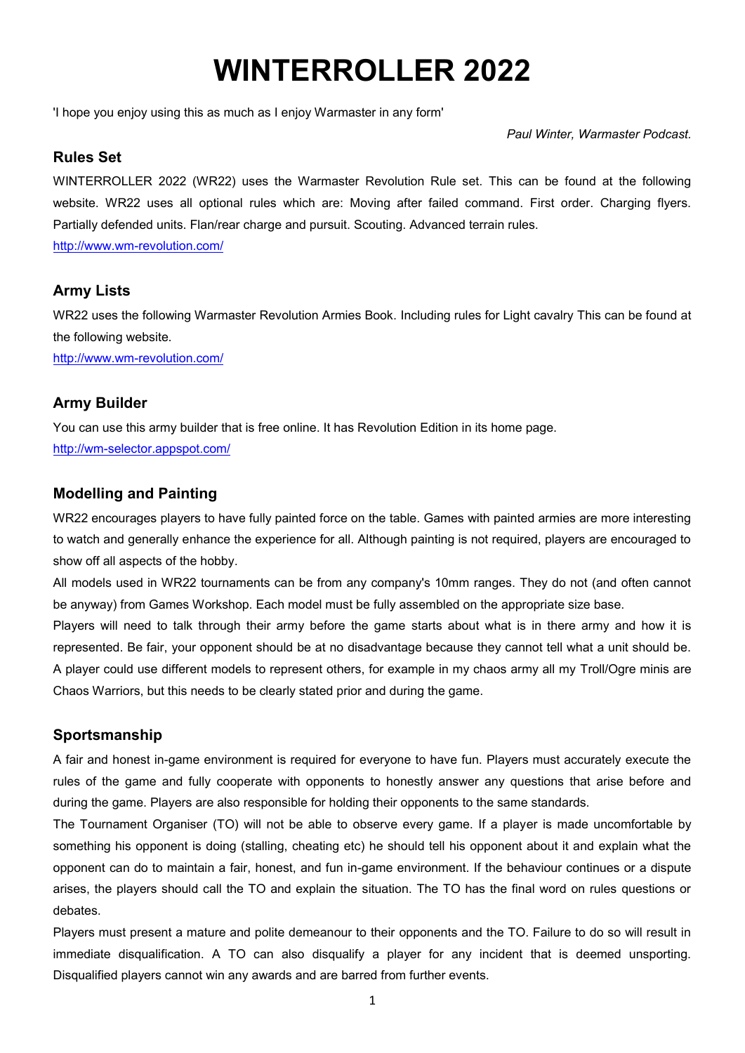# WINTERROLLER 2022

'I hope you enjoy using this as much as I enjoy Warmaster in any form'

*Paul Winter, Warmaster Podcast.*

### Rules Set

WINTERROLLER 2022 (WR22) uses the Warmaster Revolution Rule set. This can be found at the following website. WR22 uses all optional rules which are: Moving after failed command. First order. Charging flyers. Partially defended units. Flan/rear charge and pursuit. Scouting. Advanced terrain rules.

http://www.wm-revolution.com/

### Army Lists

WR22 uses the following Warmaster Revolution Armies Book. Including rules for Light cavalry This can be found at the following website.

http://www.wm-revolution.com/

### Army Builder

You can use this army builder that is free online. It has Revolution Edition in its home page.

http://wm-selector.appspot.com/

### Modelling and Painting

WR22 encourages players to have fully painted force on the table. Games with painted armies are more interesting to watch and generally enhance the experience for all. Although painting is not required, players are encouraged to show off all aspects of the hobby.

All models used in WR22 tournaments can be from any company's 10mm ranges. They do not (and often cannot be anyway) from Games Workshop. Each model must be fully assembled on the appropriate size base.

Players will need to talk through their army before the game starts about what is in there army and how it is represented. Be fair, your opponent should be at no disadvantage because they cannot tell what a unit should be. A player could use different models to represent others, for example in my chaos army all my Troll/Ogre minis are Chaos Warriors, but this needs to be clearly stated prior and during the game.

### Sportsmanship

A fair and honest in-game environment is required for everyone to have fun. Players must accurately execute the rules of the game and fully cooperate with opponents to honestly answer any questions that arise before and during the game. Players are also responsible for holding their opponents to the same standards.

The Tournament Organiser (TO) will not be able to observe every game. If a player is made uncomfortable by something his opponent is doing (stalling, cheating etc) he should tell his opponent about it and explain what the opponent can do to maintain a fair, honest, and fun in-game environment. If the behaviour continues or a dispute arises, the players should call the TO and explain the situation. The TO has the final word on rules questions or debates.

Players must present a mature and polite demeanour to their opponents and the TO. Failure to do so will result in immediate disqualification. A TO can also disqualify a player for any incident that is deemed unsporting. Disqualified players cannot win any awards and are barred from further events.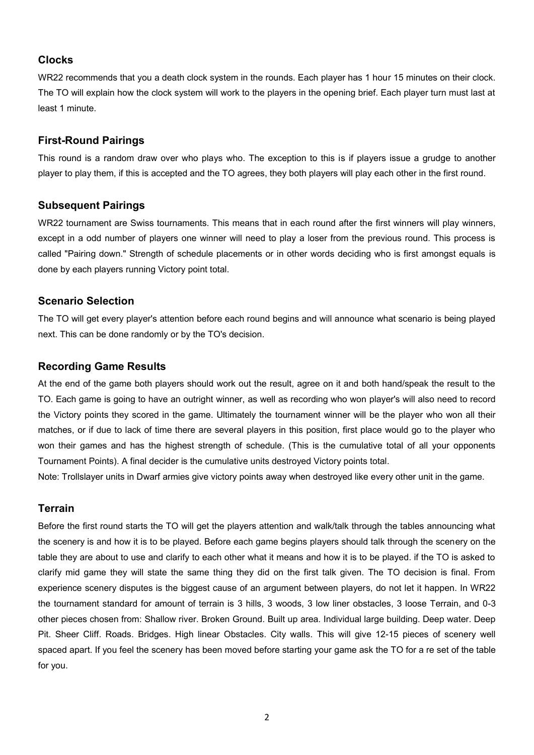### Clocks

WR22 recommends that you a death clock system in the rounds. Each player has 1 hour 15 minutes on their clock. The TO will explain how the clock system will work to the players in the opening brief. Each player turn must last at least 1 minute.

### First-Round Pairings

This round is a random draw over who plays who. The exception to this is if players issue a grudge to another player to play them, if this is accepted and the TO agrees, they both players will play each other in the first round.

### Subsequent Pairings

WR22 tournament are Swiss tournaments. This means that in each round after the first winners will play winners, except in a odd number of players one winner will need to play a loser from the previous round. This process is called "Pairing down." Strength of schedule placements or in other words deciding who is first amongst equals is done by each players running Victory point total.

### Scenario Selection

The TO will get every player's attention before each round begins and will announce what scenario is being played next. This can be done randomly or by the TO's decision.

### Recording Game Results

At the end of the game both players should work out the result, agree on it and both hand/speak the result to the TO. Each game is going to have an outright winner, as well as recording who won player's will also need to record the Victory points they scored in the game. Ultimately the tournament winner will be the player who won all their matches, or if due to lack of time there are several players in this position, first place would go to the player who won their games and has the highest strength of schedule. (This is the cumulative total of all your opponents Tournament Points). A final decider is the cumulative units destroyed Victory points total.

Note: Trollslayer units in Dwarf armies give victory points away when destroyed like every other unit in the game.

### Terrain

Before the first round starts the TO will get the players attention and walk/talk through the tables announcing what the scenery is and how it is to be played. Before each game begins players should talk through the scenery on the table they are about to use and clarify to each other what it means and how it is to be played. if the TO is asked to clarify mid game they will state the same thing they did on the first talk given. The TO decision is final. From experience scenery disputes is the biggest cause of an argument between players, do not let it happen. In WR22 the tournament standard for amount of terrain is 3 hills, 3 woods, 3 low liner obstacles, 3 loose Terrain, and 0-3 other pieces chosen from: Shallow river. Broken Ground. Built up area. Individual large building. Deep water. Deep Pit. Sheer Cliff. Roads. Bridges. High linear Obstacles. City walls. This will give 12-15 pieces of scenery well spaced apart. If you feel the scenery has been moved before starting your game ask the TO for a re set of the table for you.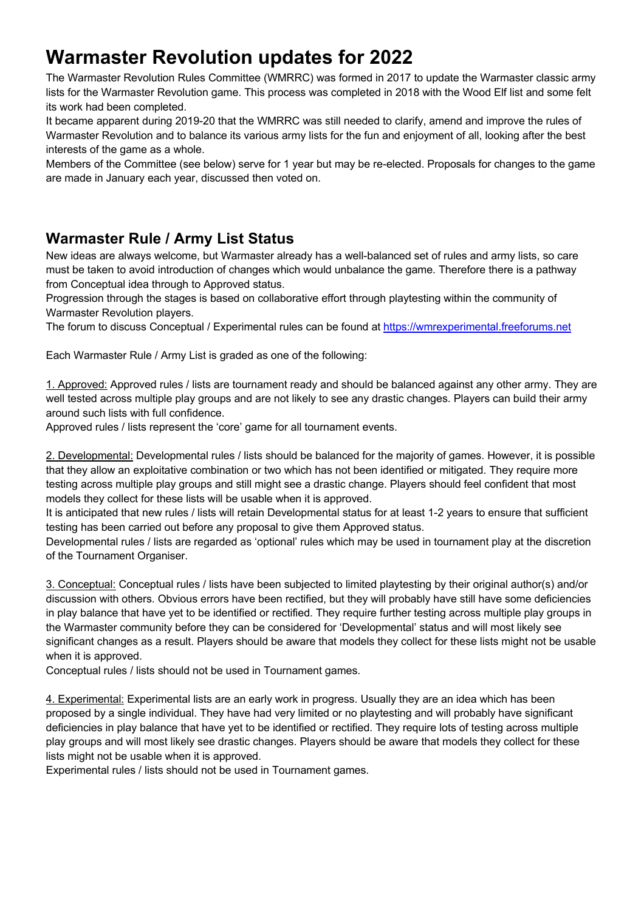# Warmaster Revolution updates for 2022

The Warmaster Revolution Rules Committee (WMRRC) was formed in 2017 to update the Warmaster classic army lists for the Warmaster Revolution game. This process was completed in 2018 with the Wood Elf list and some felt its work had been completed.

It became apparent during 2019-20 that the WMRRC was still needed to clarify, amend and improve the rules of Warmaster Revolution and to balance its various army lists for the fun and enjoyment of all, looking after the best interests of the game as a whole.

Members of the Committee (see below) serve for 1 year but may be re-elected. Proposals for changes to the game are made in January each year, discussed then voted on.

## Warmaster Rule / Army List Status

New ideas are always welcome, but Warmaster already has a well-balanced set of rules and army lists, so care must be taken to avoid introduction of changes which would unbalance the game. Therefore there is a pathway from Conceptual idea through to Approved status.

Progression through the stages is based on collaborative effort through playtesting within the community of Warmaster Revolution players.

The forum to discuss Conceptual / Experimental rules can be found at [https://wmrexperimental.freeforums.net](https://wmrexperimental.freeforums.net)

Each Warmaster Rule / Army List is graded as one of the following:

1. Approved: Approved rules / lists are tournament ready and should be balanced against any other army. They are well tested across multiple play groups and are not likely to see any drastic changes. Players can build their army around such lists with full confidence.

Approved rules / lists represent the 'core' game for all tournament events.

2. Developmental: Developmental rules / lists should be balanced for the majority of games. However, it is possible that they allow an exploitative combination or two which has not been identified or mitigated. They require more testing across multiple play groups and still might see a drastic change. Players should feel confident that most models they collect for these lists will be usable when it is approved.

It is anticipated that new rules / lists will retain Developmental status for at least 1-2 years to ensure that sufficient testing has been carried out before any proposal to give them Approved status.

Developmental rules / lists are regarded as 'optional' rules which may be used in tournament play at the discretion of the Tournament Organiser.

3. Conceptual: Conceptual rules / lists have been subjected to limited playtesting by their original author(s) and/or discussion with others. Obvious errors have been rectified, but they will probably have still have some deficiencies in play balance that have yet to be identified or rectified. They require further testing across multiple play groups in the Warmaster community before they can be considered for 'Developmental' status and will most likely see significant changes as a result. Players should be aware that models they collect for these lists might not be usable when it is approved.

Conceptual rules / lists should not be used in Tournament games.

4. Experimental: Experimental lists are an early work in progress. Usually they are an idea which has been proposed by a single individual. They have had very limited or no playtesting and will probably have significant deficiencies in play balance that have yet to be identified or rectified. They require lots of testing across multiple play groups and will most likely see drastic changes. Players should be aware that models they collect for these lists might not be usable when it is approved.

Experimental rules / lists should not be used in Tournament games.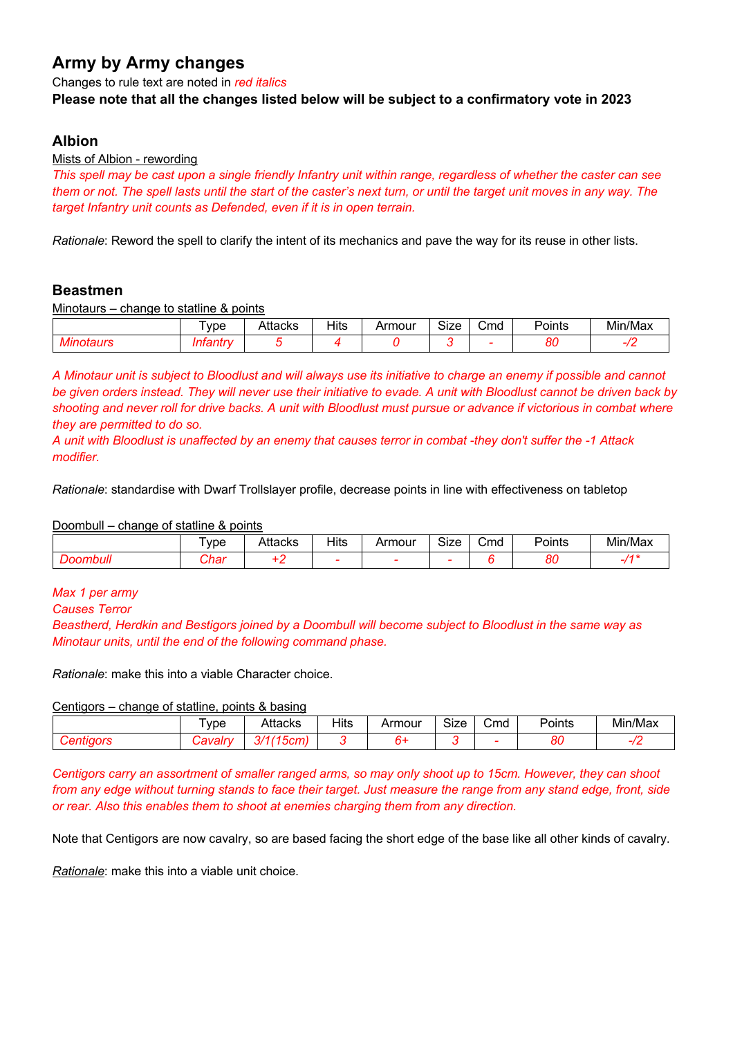# Army by Army changes

Changes to rule text are noted in *red italics*

**Please note that all the changes listed below will be subject to a confirmatory vote in 2023**

## Albion

Mists of Albion - rewording

*This spell may be cast upon a single friendly Infantry unit within range, regardless of whether the caster can see them or not. The spell lasts until the start of the caster's next turn, or until the target unit moves in any way. The target Infantry unit counts as Defended, even if it is in open terrain.*

*Rationale*: Reword the spell to clarify the intent of its mechanics and pave the way for its reuse in other lists.

## Beastmen

Minotaurs – change to statline & points

| | Type | Attacks | Hits | Armour | Size | Cmd | Points | Min/Max |
|---|---|---|---|---|---|---|---|---|
| *Minotaurs* | *Infantry* | *5* | *4* | *0* | *3* | *-* | *80* | *-/2* |

*A Minotaur unit is subject to Bloodlust and will always use its initiative to charge an enemy if possible and cannot be given orders instead. They will never use their initiative to evade. A unit with Bloodlust cannot be driven back by shooting and never roll for drive backs. A unit with Bloodlust must pursue or advance if victorious in combat where they are permitted to do so.*
*A unit with Bloodlust is unaffected by an enemy that causes terror in combat -they don't suffer the -1 Attack modifier.*

*Rationale*: standardise with Dwarf Trollslayer profile, decrease points in line with effectiveness on tabletop

Doombull – change of statline & points

| | Type | Attacks | Hits | Armour | Size | Cmd | Points | Min/Max |
|---|---|---|---|---|---|---|---|---|
| *Doombull* | *Char* | *+2* | *-* | *-* | *-* | *6* | *80* | *-/1** |

*Max 1 per army*
*Causes Terror*
*Beastherd, Herdkin and Bestigors joined by a Doombull will become subject to Bloodlust in the same way as Minotaur units, until the end of the following command phase.*

*Rationale*: make this into a viable Character choice.

Centigors – change of statline, points & basing

| | Type | Attacks | Hits | Armour | Size | Cmd | Points | Min/Max |
|---|---|---|---|---|---|---|---|---|
| *Centigors* | *Cavalry* | *3/1(15cm)* | *3* | *6+* | *3* | *-* | *80* | *-/2* |

*Centigors carry an assortment of smaller ranged arms, so may only shoot up to 15cm. However, they can shoot from any edge without turning stands to face their target. Just measure the range from any stand edge, front, side or rear. Also this enables them to shoot at enemies charging them from any direction.*

Note that Centigors are now cavalry, so are based facing the short edge of the base like all other kinds of cavalry.

*Rationale*: make this into a viable unit choice.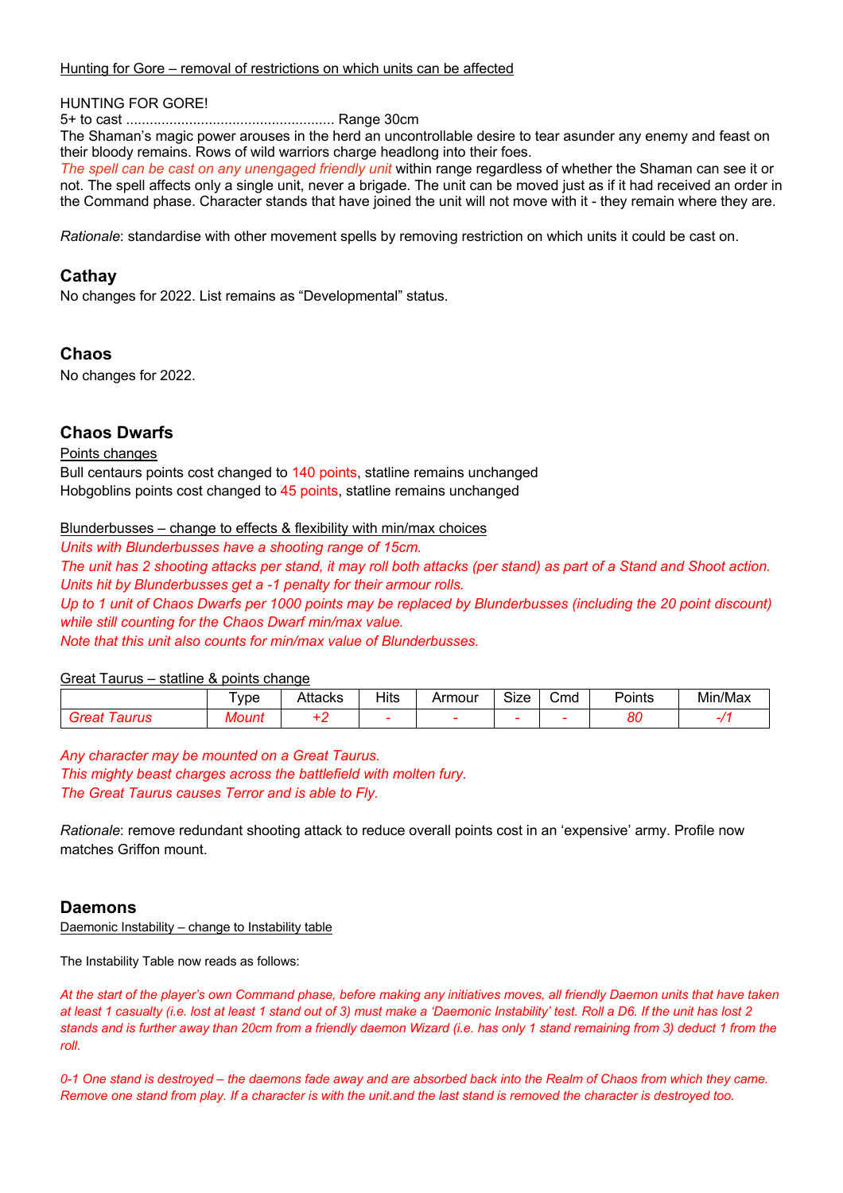Hunting for Gore – removal of restrictions on which units can be affected

HUNTING FOR GORE!
5+ to cast ..................................................... Range 30cm
The Shaman's magic power arouses in the herd an uncontrollable desire to tear asunder any enemy and feast on their bloody remains. Rows of wild warriors charge headlong into their foes.
*The spell can be cast on any unengaged friendly unit* within range regardless of whether the Shaman can see it or not. The spell affects only a single unit, never a brigade. The unit can be moved just as if it had received an order in the Command phase. Character stands that have joined the unit will not move with it - they remain where they are.

*Rationale*: standardise with other movement spells by removing restriction on which units it could be cast on.

## Cathay

No changes for 2022. List remains as "Developmental" status.

## Chaos

No changes for 2022.

## Chaos Dwarfs

Points changes
Bull centaurs points cost changed to 140 points, statline remains unchanged
Hobgoblins points cost changed to 45 points, statline remains unchanged

Blunderbusses – change to effects & flexibility with min/max choices
*Units with Blunderbusses have a shooting range of 15cm.*
*The unit has 2 shooting attacks per stand, it may roll both attacks (per stand) as part of a Stand and Shoot action.*
*Units hit by Blunderbusses get a -1 penalty for their armour rolls.*
*Up to 1 unit of Chaos Dwarfs per 1000 points may be replaced by Blunderbusses (including the 20 point discount) while still counting for the Chaos Dwarf min/max value.*
*Note that this unit also counts for min/max value of Blunderbusses.*

Great Taurus – statline & points change

| | Type | Attacks | Hits | Armour | Size | Cmd | Points | Min/Max |
|---|---|---|---|---|---|---|---|---|
| *Great Taurus* | *Mount* | *+2* | *-* | *-* | *-* | *-* | *80* | *-/1* |

*Any character may be mounted on a Great Taurus.*
*This mighty beast charges across the battlefield with molten fury.*
*The Great Taurus causes Terror and is able to Fly.*

*Rationale*: remove redundant shooting attack to reduce overall points cost in an 'expensive' army. Profile now matches Griffon mount.

## Daemons

Daemonic Instability – change to Instability table

The Instability Table now reads as follows:

*At the start of the player's own Command phase, before making any initiatives moves, all friendly Daemon units that have taken at least 1 casualty (i.e. lost at least 1 stand out of 3) must make a 'Daemonic Instability' test. Roll a D6. If the unit has lost 2 stands and is further away than 20cm from a friendly daemon Wizard (i.e. has only 1 stand remaining from 3) deduct 1 from the roll.*

*0-1 One stand is destroyed – the daemons fade away and are absorbed back into the Realm of Chaos from which they came. Remove one stand from play. If a character is with the unit.and the last stand is removed the character is destroyed too.*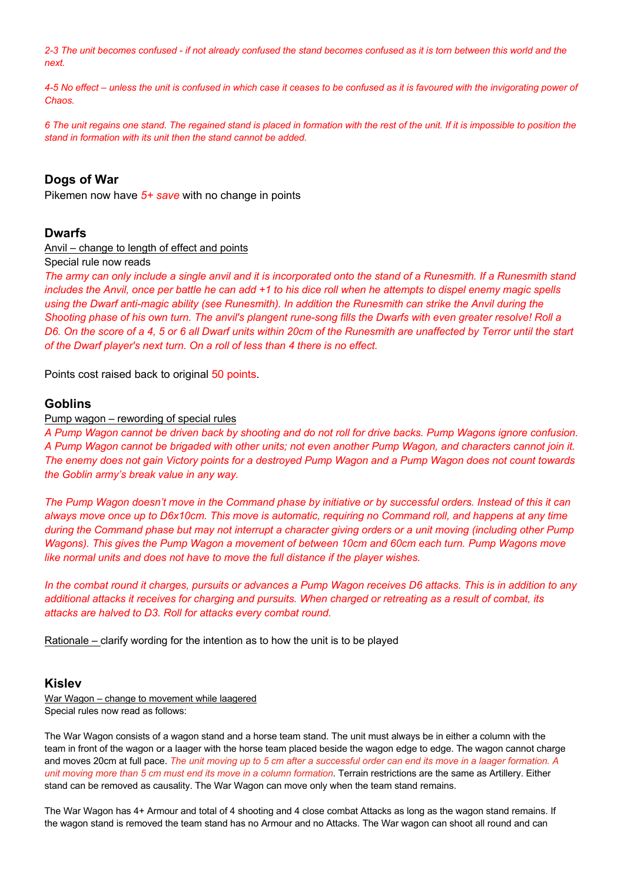*2-3 The unit becomes confused - if not already confused the stand becomes confused as it is torn between this world and the next.*

*4-5 No effect – unless the unit is confused in which case it ceases to be confused as it is favoured with the invigorating power of Chaos.*

*6 The unit regains one stand. The regained stand is placed in formation with the rest of the unit. If it is impossible to position the stand in formation with its unit then the stand cannot be added.*

## Dogs of War

Pikemen now have *5+ save* with no change in points

## Dwarfs

<u>Anvil – change to length of effect and points</u>

Special rule now reads

*The army can only include a single anvil and it is incorporated onto the stand of a Runesmith. If a Runesmith stand includes the Anvil, once per battle he can add +1 to his dice roll when he attempts to dispel enemy magic spells using the Dwarf anti-magic ability (see Runesmith). In addition the Runesmith can strike the Anvil during the Shooting phase of his own turn. The anvil's plangent rune-song fills the Dwarfs with even greater resolve! Roll a D6. On the score of a 4, 5 or 6 all Dwarf units within 20cm of the Runesmith are unaffected by Terror until the start of the Dwarf player's next turn. On a roll of less than 4 there is no effect.*

Points cost raised back to original 50 points.

## Goblins

<u>Pump wagon – rewording of special rules</u>

*A Pump Wagon cannot be driven back by shooting and do not roll for drive backs. Pump Wagons ignore confusion. A Pump Wagon cannot be brigaded with other units; not even another Pump Wagon, and characters cannot join it. The enemy does not gain Victory points for a destroyed Pump Wagon and a Pump Wagon does not count towards the Goblin army's break value in any way.*

*The Pump Wagon doesn't move in the Command phase by initiative or by successful orders. Instead of this it can always move once up to D6x10cm. This move is automatic, requiring no Command roll, and happens at any time during the Command phase but may not interrupt a character giving orders or a unit moving (including other Pump Wagons). This gives the Pump Wagon a movement of between 10cm and 60cm each turn. Pump Wagons move like normal units and does not have to move the full distance if the player wishes.*

*In the combat round it charges, pursuits or advances a Pump Wagon receives D6 attacks. This is in addition to any additional attacks it receives for charging and pursuits. When charged or retreating as a result of combat, its attacks are halved to D3. Roll for attacks every combat round.*

<u>Rationale –</u> clarify wording for the intention as to how the unit is to be played

## Kislev

<u>War Wagon – change to movement while laagered</u>

Special rules now read as follows:

The War Wagon consists of a wagon stand and a horse team stand. The unit must always be in either a column with the team in front of the wagon or a laager with the horse team placed beside the wagon edge to edge. The wagon cannot charge and moves 20cm at full pace. *The unit moving up to 5 cm after a successful order can end its move in a laager formation. A unit moving more than 5 cm must end its move in a column formation.* Terrain restrictions are the same as Artillery. Either stand can be removed as causality. The War Wagon can move only when the team stand remains.

The War Wagon has 4+ Armour and total of 4 shooting and 4 close combat Attacks as long as the wagon stand remains. If the wagon stand is removed the team stand has no Armour and no Attacks. The War wagon can shoot all round and can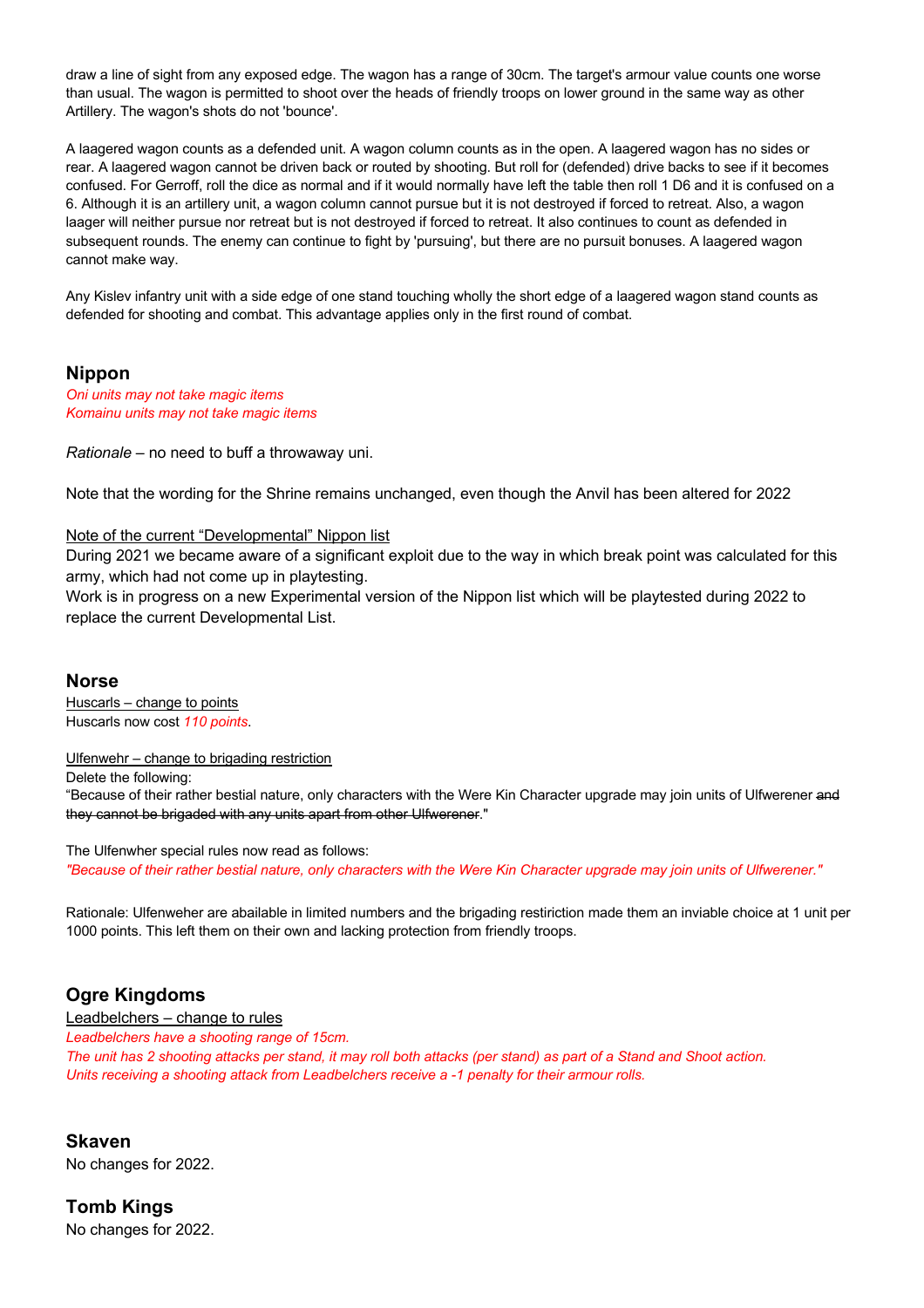draw a line of sight from any exposed edge. The wagon has a range of 30cm. The target's armour value counts one worse than usual. The wagon is permitted to shoot over the heads of friendly troops on lower ground in the same way as other Artillery. The wagon's shots do not 'bounce'.

A laagered wagon counts as a defended unit. A wagon column counts as in the open. A laagered wagon has no sides or rear. A laagered wagon cannot be driven back or routed by shooting. But roll for (defended) drive backs to see if it becomes confused. For Gerroff, roll the dice as normal and if it would normally have left the table then roll 1 D6 and it is confused on a 6. Although it is an artillery unit, a wagon column cannot pursue but it is not destroyed if forced to retreat. Also, a wagon laager will neither pursue nor retreat but is not destroyed if forced to retreat. It also continues to count as defended in subsequent rounds. The enemy can continue to fight by 'pursuing', but there are no pursuit bonuses. A laagered wagon cannot make way.

Any Kislev infantry unit with a side edge of one stand touching wholly the short edge of a laagered wagon stand counts as defended for shooting and combat. This advantage applies only in the first round of combat.

## Nippon

*Oni units may not take magic items*
*Komainu units may not take magic items*

*Rationale* – no need to buff a throwaway uni.

Note that the wording for the Shrine remains unchanged, even though the Anvil has been altered for 2022

Note of the current “Developmental” Nippon list

During 2021 we became aware of a significant exploit due to the way in which break point was calculated for this army, which had not come up in playtesting.

Work is in progress on a new Experimental version of the Nippon list which will be playtested during 2022 to replace the current Developmental List.

## Norse

Huscarls – change to points

Huscarls now cost *110 points*.

Ulfenwehr – change to brigading restriction

Delete the following:

“Because of their rather bestial nature, only characters with the Were Kin Character upgrade may join units of Ulfwerener ~~and they cannot be brigaded with any units apart from other Ulfwerener~~."

The Ulfenwher special rules now read as follows:

*"Because of their rather bestial nature, only characters with the Were Kin Character upgrade may join units of Ulfwerener."*

Rationale: Ulfenweher are abailable in limited numbers and the brigading restiriction made them an inviable choice at 1 unit per 1000 points. This left them on their own and lacking protection from friendly troops.

## Ogre Kingdoms

Leadbelchers – change to rules

*Leadbelchers have a shooting range of 15cm.*
*The unit has 2 shooting attacks per stand, it may roll both attacks (per stand) as part of a Stand and Shoot action.*
*Units receiving a shooting attack from Leadbelchers receive a -1 penalty for their armour rolls.*

## Skaven

No changes for 2022.

## Tomb Kings

No changes for 2022.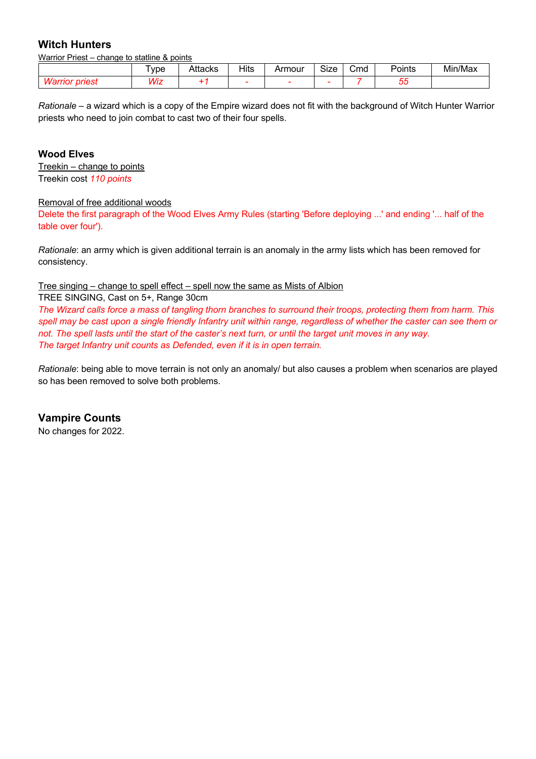### Witch Hunters

Warrior Priest – change to statline & points

| | Type | Attacks | Hits | Armour | Size | Cmd | Points | Min/Max |
|---|---|---|---|---|---|---|---|---|
| *Warrior priest* | *Wiz* | *+1* | *-* | *-* | *-* | *7* | *55* | |

*Rationale* – a wizard which is a copy of the Empire wizard does not fit with the background of Witch Hunter Warrior priests who need to join combat to cast two of their four spells.

### Wood Elves

Treekin – change to points

Treekin cost *110 points*

Removal of free additional woods

Delete the first paragraph of the Wood Elves Army Rules (starting 'Before deploying ...' and ending '... half of the table over four').

*Rationale*: an army which is given additional terrain is an anomaly in the army lists which has been removed for consistency.

Tree singing – change to spell effect – spell now the same as Mists of Albion

TREE SINGING, Cast on 5+, Range 30cm

*The Wizard calls force a mass of tangling thorn branches to surround their troops, protecting them from harm. This spell may be cast upon a single friendly Infantry unit within range, regardless of whether the caster can see them or not. The spell lasts until the start of the caster's next turn, or until the target unit moves in any way.*

*The target Infantry unit counts as Defended, even if it is in open terrain.*

*Rationale*: being able to move terrain is not only an anomaly/ but also causes a problem when scenarios are played so has been removed to solve both problems.

### Vampire Counts

No changes for 2022.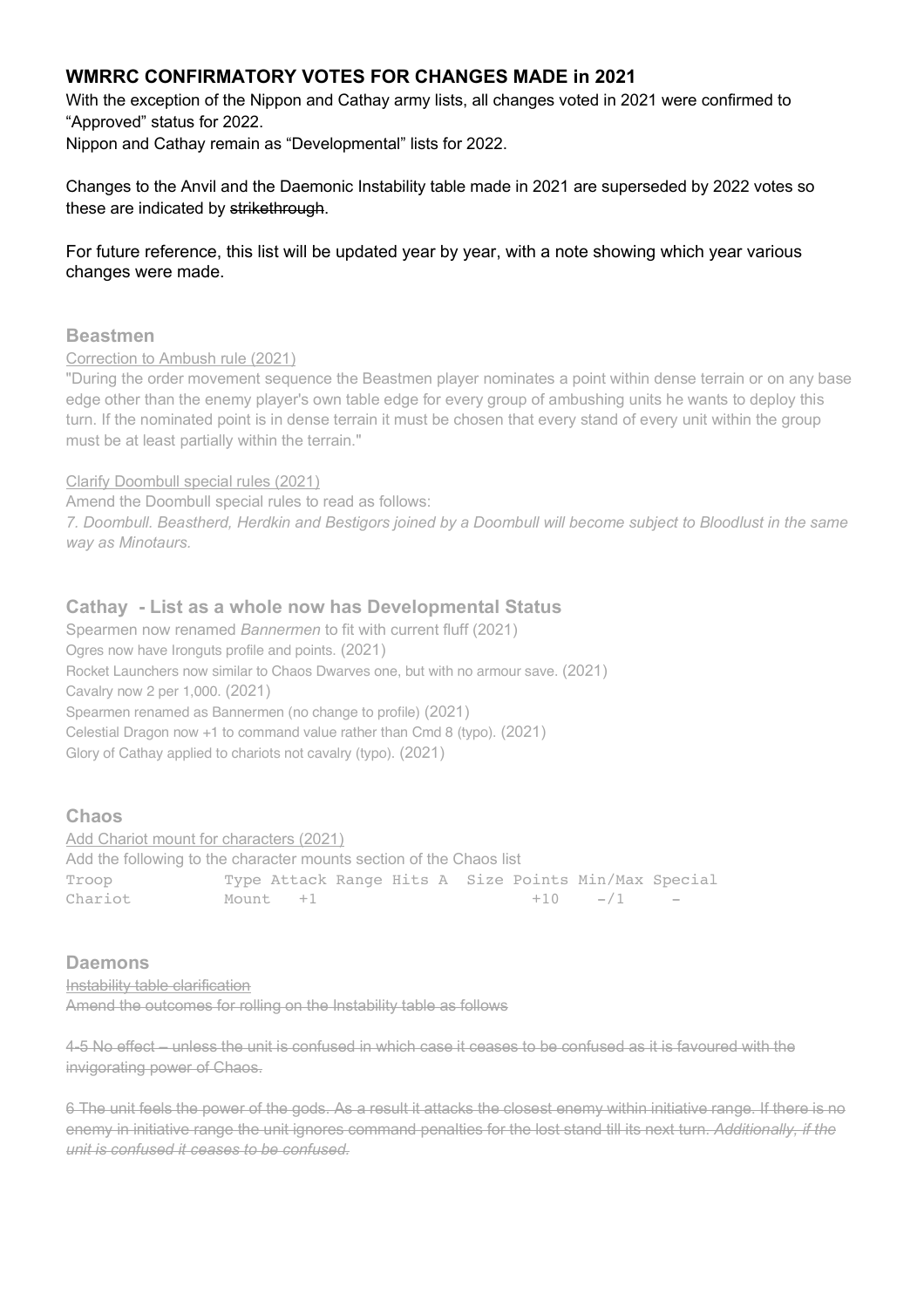## WMRRC CONFIRMATORY VOTES FOR CHANGES MADE in 2021

With the exception of the Nippon and Cathay army lists, all changes voted in 2021 were confirmed to "Approved" status for 2022.
Nippon and Cathay remain as "Developmental" lists for 2022.

Changes to the Anvil and the Daemonic Instability table made in 2021 are superseded by 2022 votes so these are indicated by ~~strikethrough~~.

For future reference, this list will be updated year by year, with a note showing which year various changes were made.

### Beastmen

Correction to Ambush rule (2021)

"During the order movement sequence the Beastmen player nominates a point within dense terrain or on any base edge other than the enemy player's own table edge for every group of ambushing units he wants to deploy this turn. If the nominated point is in dense terrain it must be chosen that every stand of every unit within the group must be at least partially within the terrain."

Clarify Doombull special rules (2021)

Amend the Doombull special rules to read as follows:

*7. Doombull. Beastherd, Herdkin and Bestigors joined by a Doombull will become subject to Bloodlust in the same way as Minotaurs.*

### Cathay - List as a whole now has Developmental Status

Spearmen now renamed *Bannermen* to fit with current fluff (2021)
Ogres now have Ironguts profile and points. (2021)
Rocket Launchers now similar to Chaos Dwarves one, but with no armour save. (2021)
Cavalry now 2 per 1,000. (2021)
Spearmen renamed as Bannermen (no change to profile) (2021)
Celestial Dragon now +1 to command value rather than Cmd 8 (typo). (2021)
Glory of Cathay applied to chariots not cavalry (typo). (2021)

### Chaos

Add Chariot mount for characters (2021)

Add the following to the character mounts section of the Chaos list

| Troop | Type | Attack | Range | Hits | A | Size | Points | Min/Max | Special |
|---|---|---|---|---|---|---|---|---|---|
| Chariot | Mount | +1 | | | | | +10 | -/1 | - |

### Daemons

~~Instability table clarification~~

~~Amend the outcomes for rolling on the Instability table as follows~~

~~4-5 No effect – unless the unit is confused in which case it ceases to be confused as it is favoured with the invigorating power of Chaos.~~

~~6 The unit feels the power of the gods. As a result it attacks the closest enemy within initiative range. If there is no enemy in initiative range the unit ignores command penalties for the lost stand till its next turn. *Additionally, if the unit is confused it ceases to be confused.*~~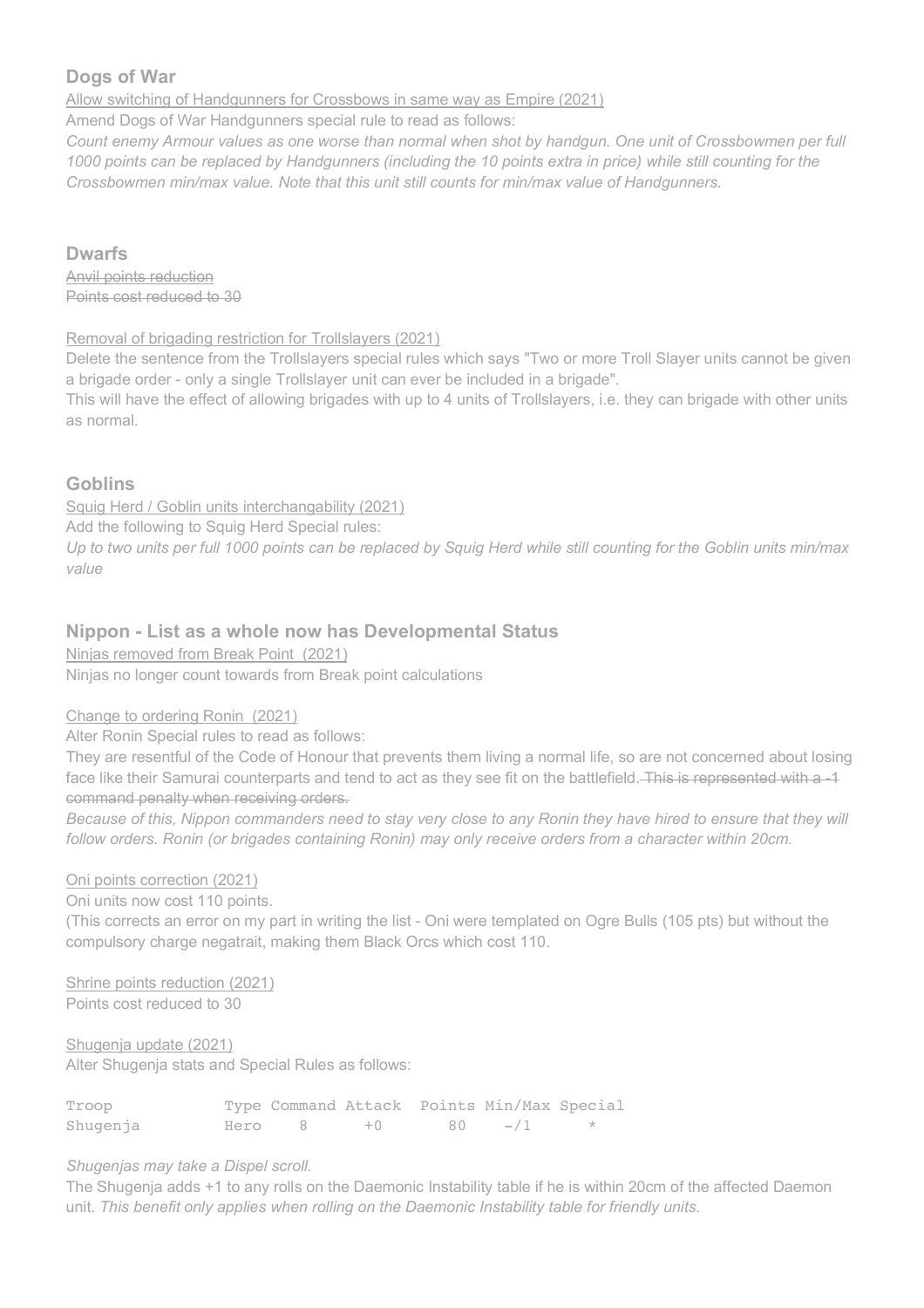## Dogs of War

<u>Allow switching of Handgunners for Crossbows in same way as Empire (2021)</u>

Amend Dogs of War Handgunners special rule to read as follows:

*Count enemy Armour values as one worse than normal when shot by handgun. One unit of Crossbowmen per full 1000 points can be replaced by Handgunners (including the 10 points extra in price) while still counting for the Crossbowmen min/max value. Note that this unit still counts for min/max value of Handgunners.*

## Dwarfs

~~Anvil points reduction~~

~~Points cost reduced to 30~~

<u>Removal of brigading restriction for Trollslayers (2021)</u>

Delete the sentence from the Trollslayers special rules which says "Two or more Troll Slayer units cannot be given a brigade order - only a single Trollslayer unit can ever be included in a brigade".

This will have the effect of allowing brigades with up to 4 units of Trollslayers, i.e. they can brigade with other units as normal.

## Goblins

<u>Squig Herd / Goblin units interchangability (2021)</u>

Add the following to Squig Herd Special rules:

*Up to two units per full 1000 points can be replaced by Squig Herd while still counting for the Goblin units min/max value*

## Nippon - List as a whole now has Developmental Status

<u>Ninjas removed from Break Point (2021)</u>

Ninjas no longer count towards from Break point calculations

<u>Change to ordering Ronin (2021)</u>

Alter Ronin Special rules to read as follows:

They are resentful of the Code of Honour that prevents them living a normal life, so are not concerned about losing face like their Samurai counterparts and tend to act as they see fit on the battlefield. ~~This is represented with a -1 command penalty when receiving orders.~~

*Because of this, Nippon commanders need to stay very close to any Ronin they have hired to ensure that they will follow orders. Ronin (or brigades containing Ronin) may only receive orders from a character within 20cm.*

<u>Oni points correction (2021)</u>

Oni units now cost 110 points.

(This corrects an error on my part in writing the list - Oni were templated on Ogre Bulls (105 pts) but without the compulsory charge negatrait, making them Black Orcs which cost 110.

<u>Shrine points reduction (2021)</u>

Points cost reduced to 30

<u>Shugenja update (2021)</u>

Alter Shugenja stats and Special Rules as follows:

| Troop | Type | Command | Attack | Points | Min/Max | Special |
|---|---|---|---|---|---|---|
| Shugenja | Hero | 8 | +0 | 80 | -/1 | * |

*Shugenjas may take a Dispel scroll.*

The Shugenja adds +1 to any rolls on the Daemonic Instability table if he is within 20cm of the affected Daemon unit. *This benefit only applies when rolling on the Daemonic Instability table for friendly units.*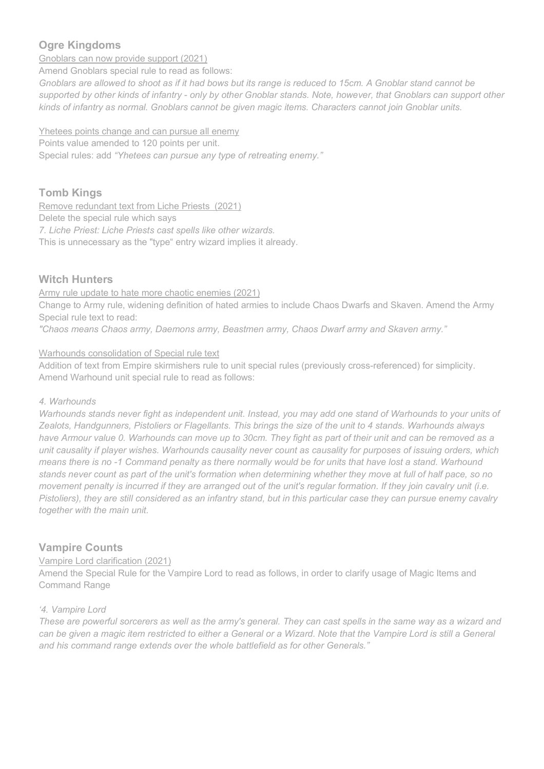## Ogre Kingdoms

Gnoblars can now provide support (2021)

Amend Gnoblars special rule to read as follows:

*Gnoblars are allowed to shoot as if it had bows but its range is reduced to 15cm. A Gnoblar stand cannot be supported by other kinds of infantry - only by other Gnoblar stands. Note, however, that Gnoblars can support other kinds of infantry as normal. Gnoblars cannot be given magic items. Characters cannot join Gnoblar units.*

Yhetees points change and can pursue all enemy

Points value amended to 120 points per unit.

Special rules: add *"Yhetees can pursue any type of retreating enemy."*

## Tomb Kings

Remove redundant text from Liche Priests (2021)

Delete the special rule which says

*7. Liche Priest: Liche Priests cast spells like other wizards.*

This is unnecessary as the "type" entry wizard implies it already.

## Witch Hunters

Army rule update to hate more chaotic enemies (2021)

Change to Army rule, widening definition of hated armies to include Chaos Dwarfs and Skaven. Amend the Army Special rule text to read:

*"Chaos means Chaos army, Daemons army, Beastmen army, Chaos Dwarf army and Skaven army."*

Warhounds consolidation of Special rule text

Addition of text from Empire skirmishers rule to unit special rules (previously cross-referenced) for simplicity. Amend Warhound unit special rule to read as follows:

*4. Warhounds*

*Warhounds stands never fight as independent unit. Instead, you may add one stand of Warhounds to your units of Zealots, Handgunners, Pistoliers or Flagellants. This brings the size of the unit to 4 stands. Warhounds always have Armour value 0. Warhounds can move up to 30cm. They fight as part of their unit and can be removed as a unit causality if player wishes. Warhounds causality never count as causality for purposes of issuing orders, which means there is no -1 Command penalty as there normally would be for units that have lost a stand. Warhound stands never count as part of the unit's formation when determining whether they move at full of half pace, so no movement penalty is incurred if they are arranged out of the unit's regular formation. If they join cavalry unit (i.e. Pistoliers), they are still considered as an infantry stand, but in this particular case they can pursue enemy cavalry together with the main unit.*

## Vampire Counts

Vampire Lord clarification (2021)

Amend the Special Rule for the Vampire Lord to read as follows, in order to clarify usage of Magic Items and Command Range

*'4. Vampire Lord*

*These are powerful sorcerers as well as the army's general. They can cast spells in the same way as a wizard and can be given a magic item restricted to either a General or a Wizard. Note that the Vampire Lord is still a General and his command range extends over the whole battlefield as for other Generals."*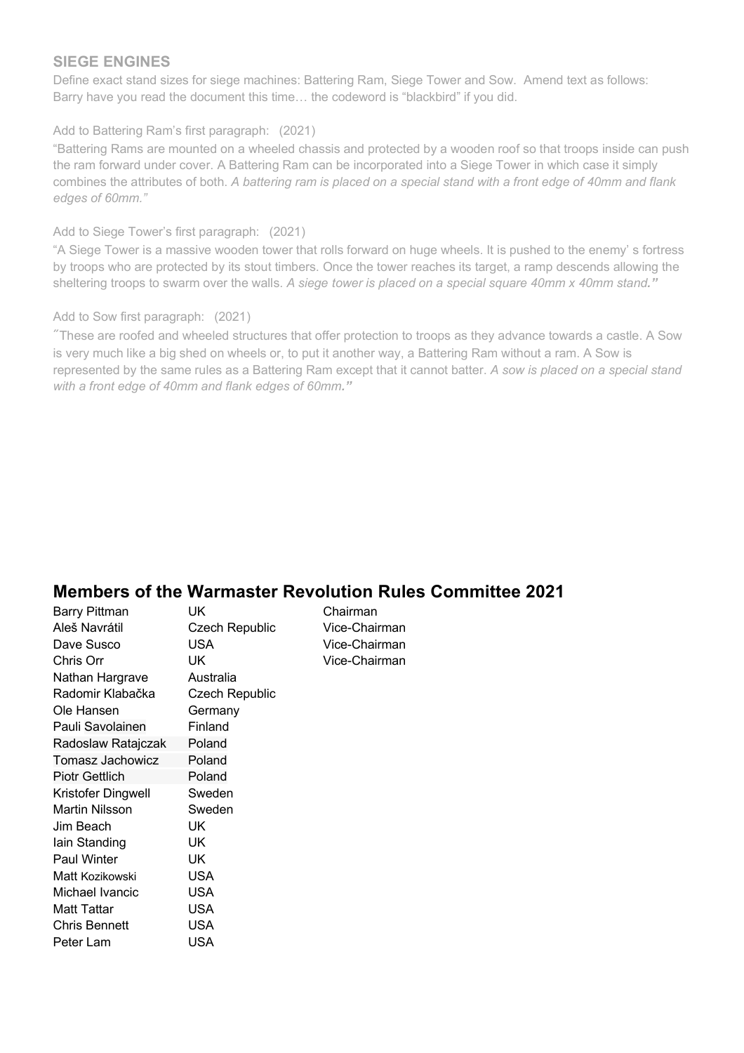### SIEGE ENGINES

Define exact stand sizes for siege machines: Battering Ram, Siege Tower and Sow. Amend text as follows:
Barry have you read the document this time… the codeword is "blackbird" if you did.

Add to Battering Ram's first paragraph: (2021)

"Battering Rams are mounted on a wheeled chassis and protected by a wooden roof so that troops inside can push the ram forward under cover. A Battering Ram can be incorporated into a Siege Tower in which case it simply combines the attributes of both. *A battering ram is placed on a special stand with a front edge of 40mm and flank edges of 60mm."*

Add to Siege Tower's first paragraph: (2021)

"A Siege Tower is a massive wooden tower that rolls forward on huge wheels. It is pushed to the enemy' s fortress by troops who are protected by its stout timbers. Once the tower reaches its target, a ramp descends allowing the sheltering troops to swarm over the walls. *A siege tower is placed on a special square 40mm x 40mm stand.***"**

Add to Sow first paragraph: (2021)

"These are roofed and wheeled structures that offer protection to troops as they advance towards a castle. A Sow is very much like a big shed on wheels or, to put it another way, a Battering Ram without a ram. A Sow is represented by the same rules as a Battering Ram except that it cannot batter. *A sow is placed on a special stand with a front edge of 40mm and flank edges of 60mm.***"**

## Members of the Warmaster Revolution Rules Committee 2021

| | | |
|---|---|---|
| Barry Pittman | UK | Chairman |
| Aleš Navrátil | Czech Republic | Vice-Chairman |
| Dave Susco | USA | Vice-Chairman |
| Chris Orr | UK | Vice-Chairman |
| Nathan Hargrave | Australia | |
| Radomir Klabačka | Czech Republic | |
| Ole Hansen | Germany | |
| Pauli Savolainen | Finland | |
| Radoslaw Ratajczak | Poland | |
| Tomasz Jachowicz | Poland | |
| Piotr Gettlich | Poland | |
| Kristofer Dingwell | Sweden | |
| Martin Nilsson | Sweden | |
| Jim Beach | UK | |
| Iain Standing | UK | |
| Paul Winter | UK | |
| Matt Kozikowski | USA | |
| Michael Ivancic | USA | |
| Matt Tattar | USA | |
| Chris Bennett | USA | |
| Peter Lam | USA | |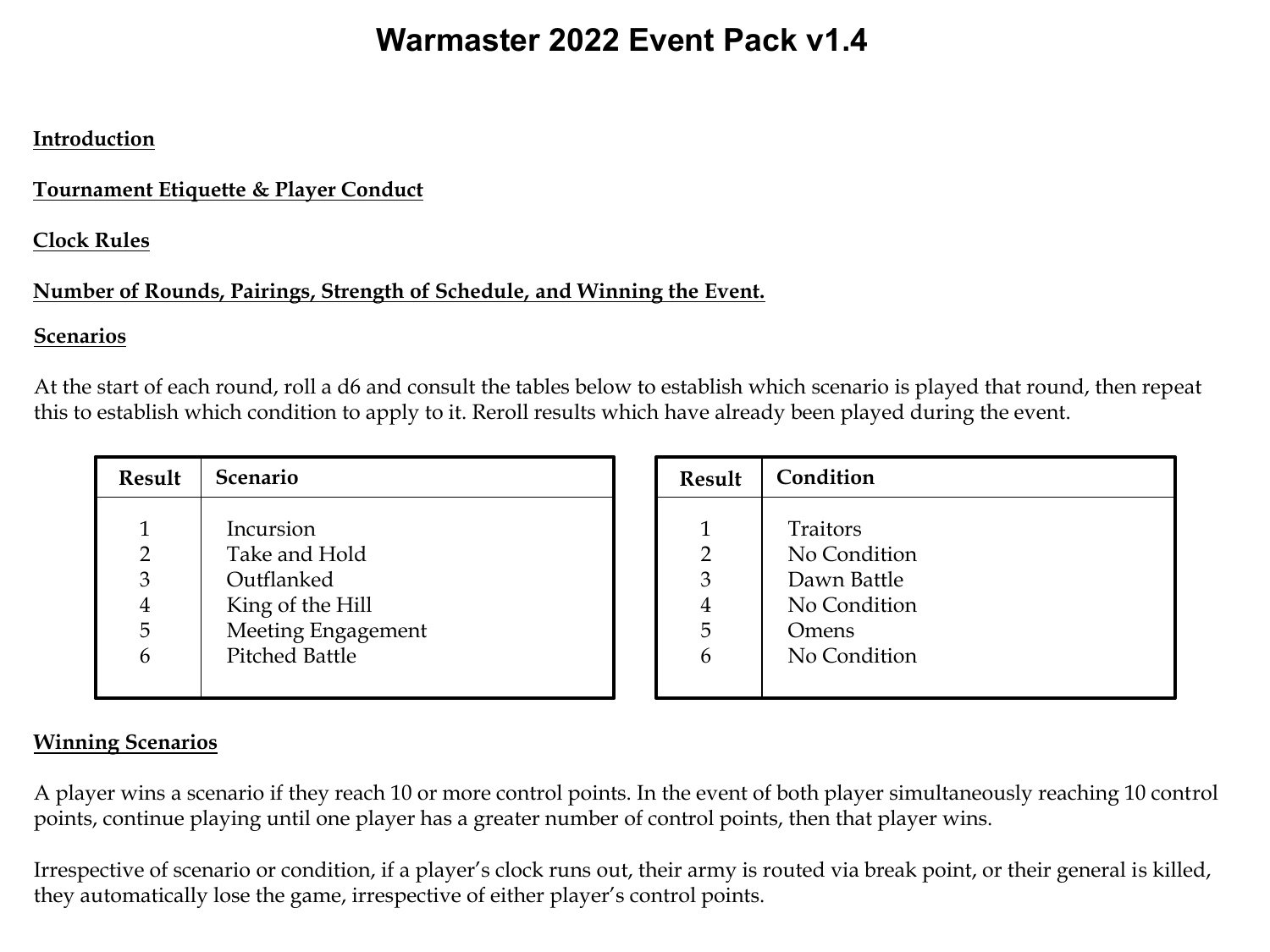# Warmaster 2022 Event Pack v1.4

**Introduction**

**Tournament Etiquette & Player Conduct**

**Clock Rules**

**Number of Rounds, Pairings, Strength of Schedule, and Winning the Event.**

**Scenarios**

At the start of each round, roll a d6 and consult the tables below to establish which scenario is played that round, then repeat this to establish which condition to apply to it. Reroll results which have already been played during the event.

| Result | Scenario |
|---|---|
| 1 | Incursion |
| 2 | Take and Hold |
| 3 | Outflanked |
| 4 | King of the Hill |
| 5 | Meeting Engagement |
| 6 | Pitched Battle |

| Result | Condition |
|---|---|
| 1 | Traitors |
| 2 | No Condition |
| 3 | Dawn Battle |
| 4 | No Condition |
| 5 | Omens |
| 6 | No Condition |

**Winning Scenarios**

A player wins a scenario if they reach 10 or more control points. In the event of both player simultaneously reaching 10 control points, continue playing until one player has a greater number of control points, then that player wins.

Irrespective of scenario or condition, if a player's clock runs out, their army is routed via break point, or their general is killed, they automatically lose the game, irrespective of either player's control points.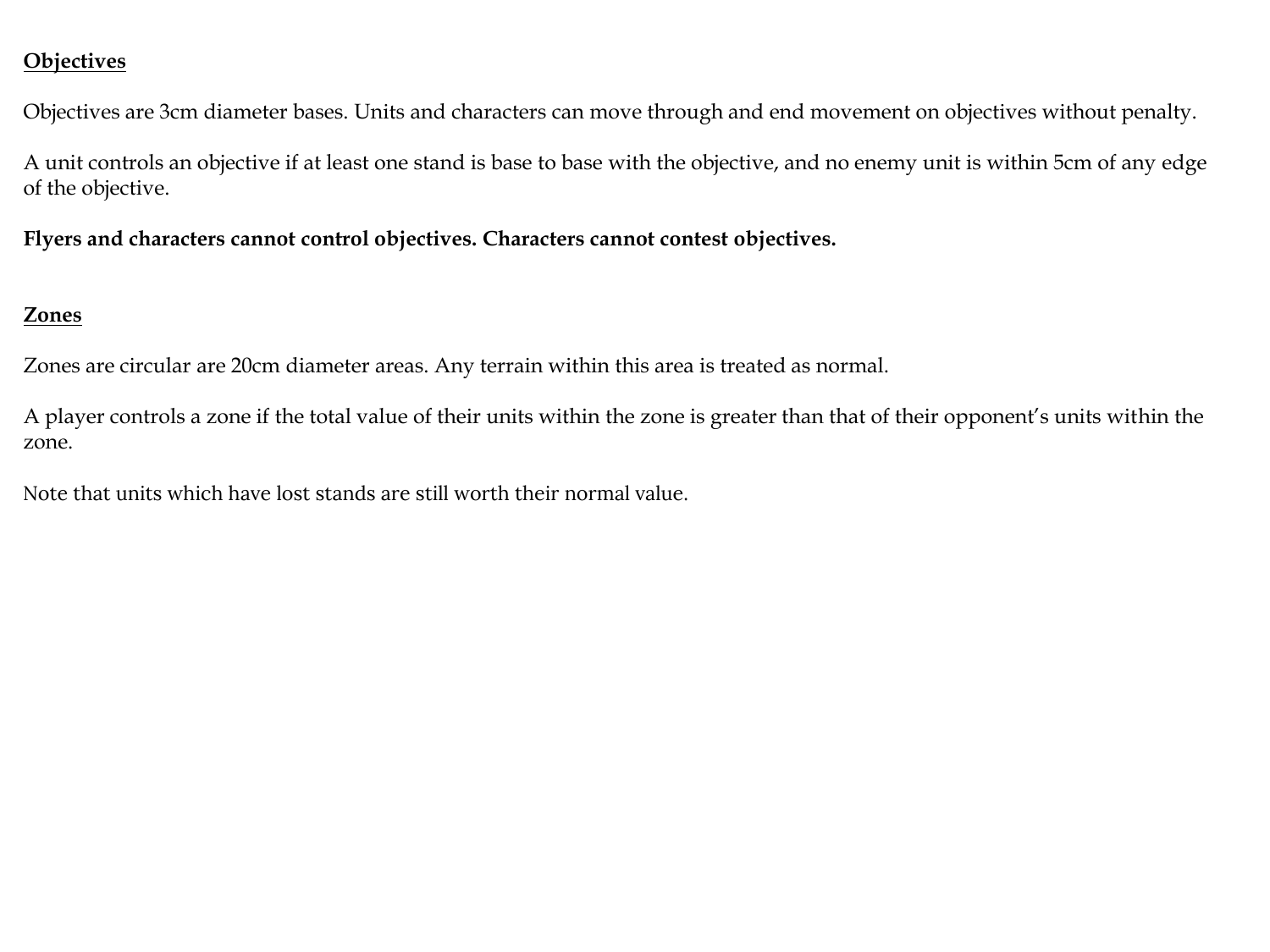## Objectives

Objectives are 3cm diameter bases. Units and characters can move through and end movement on objectives without penalty.

A unit controls an objective if at least one stand is base to base with the objective, and no enemy unit is within 5cm of any edge of the objective.

**Flyers and characters cannot control objectives. Characters cannot contest objectives.**

## Zones

Zones are circular are 20cm diameter areas. Any terrain within this area is treated as normal.

A player controls a zone if the total value of their units within the zone is greater than that of their opponent's units within the zone.

Note that units which have lost stands are still worth their normal value.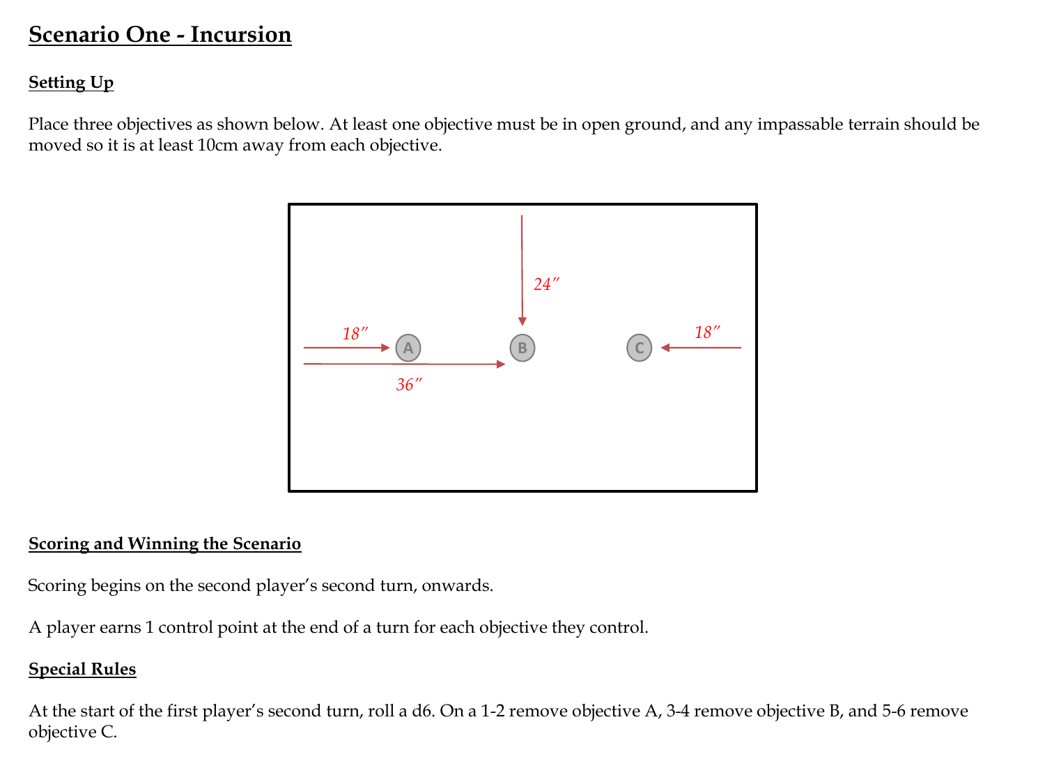# Scenario One - Incursion

## Setting Up

Place three objectives as shown below. At least one objective must be in open ground, and any impassable terrain should be moved so it is at least 10cm away from each objective.

## Scoring and Winning the Scenario

Scoring begins on the second player's second turn, onwards.

A player earns 1 control point at the end of a turn for each objective they control.

## Special Rules

At the start of the first player's second turn, roll a d6. On a 1-2 remove objective A, 3-4 remove objective B, and 5-6 remove objective C.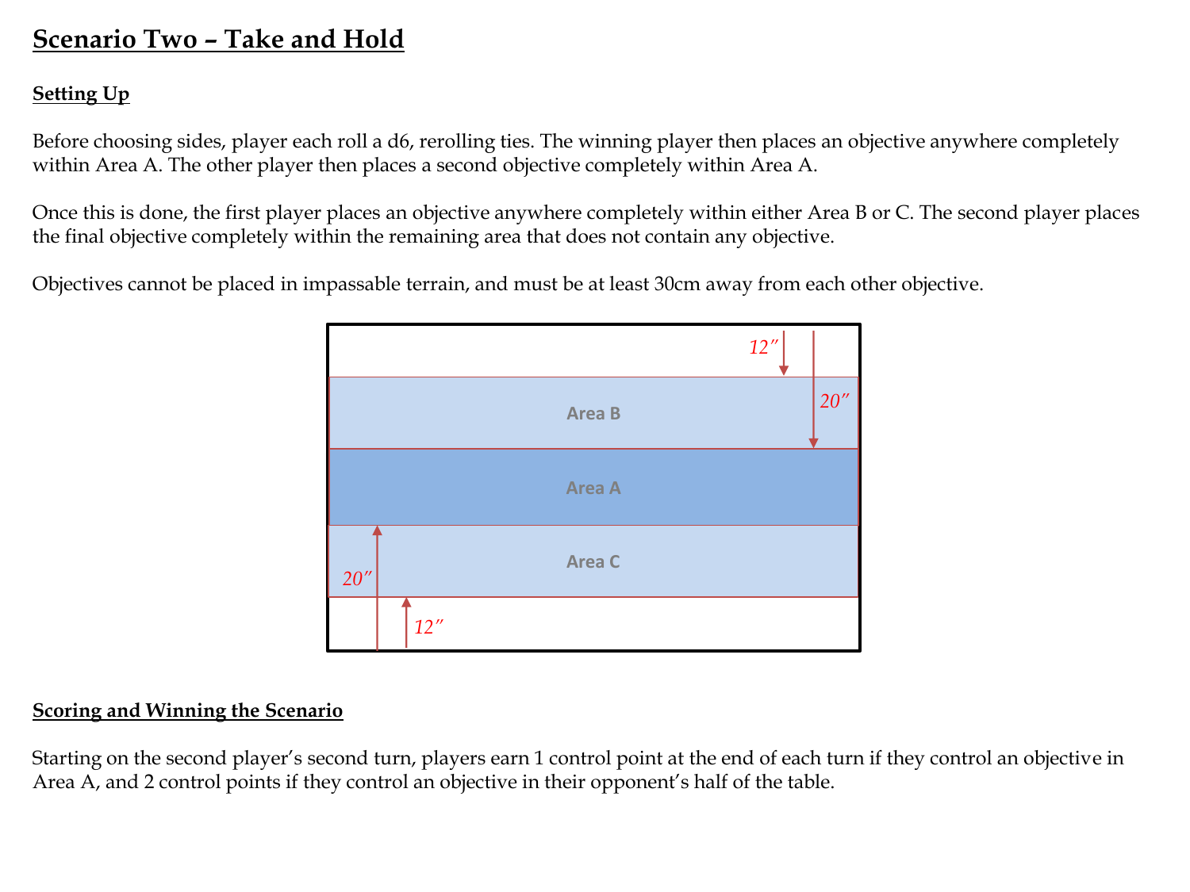# Scenario Two – Take and Hold

## Setting Up

Before choosing sides, player each roll a d6, rerolling ties. The winning player then places an objective anywhere completely within Area A. The other player then places a second objective completely within Area A.

Once this is done, the first player places an objective anywhere completely within either Area B or C. The second player places the final objective completely within the remaining area that does not contain any objective.

Objectives cannot be placed in impassable terrain, and must be at least 30cm away from each other objective.

12″

20″

Area B

Area A

Area C

20″

12″

## Scoring and Winning the Scenario

Starting on the second player's second turn, players earn 1 control point at the end of each turn if they control an objective in Area A, and 2 control points if they control an objective in their opponent's half of the table.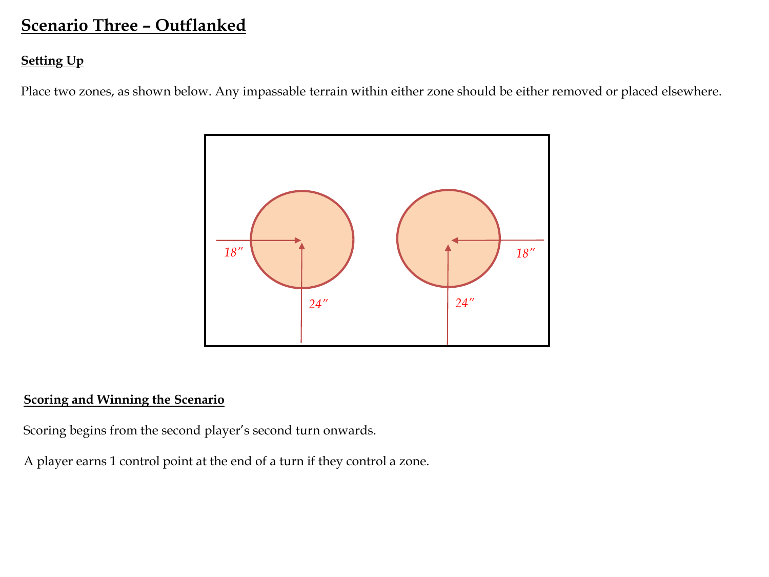# Scenario Three – Outflanked

## Setting Up

Place two zones, as shown below. Any impassable terrain within either zone should be either removed or placed elsewhere.

18″

24″

24″

18″

## Scoring and Winning the Scenario

Scoring begins from the second player's second turn onwards.

A player earns 1 control point at the end of a turn if they control a zone.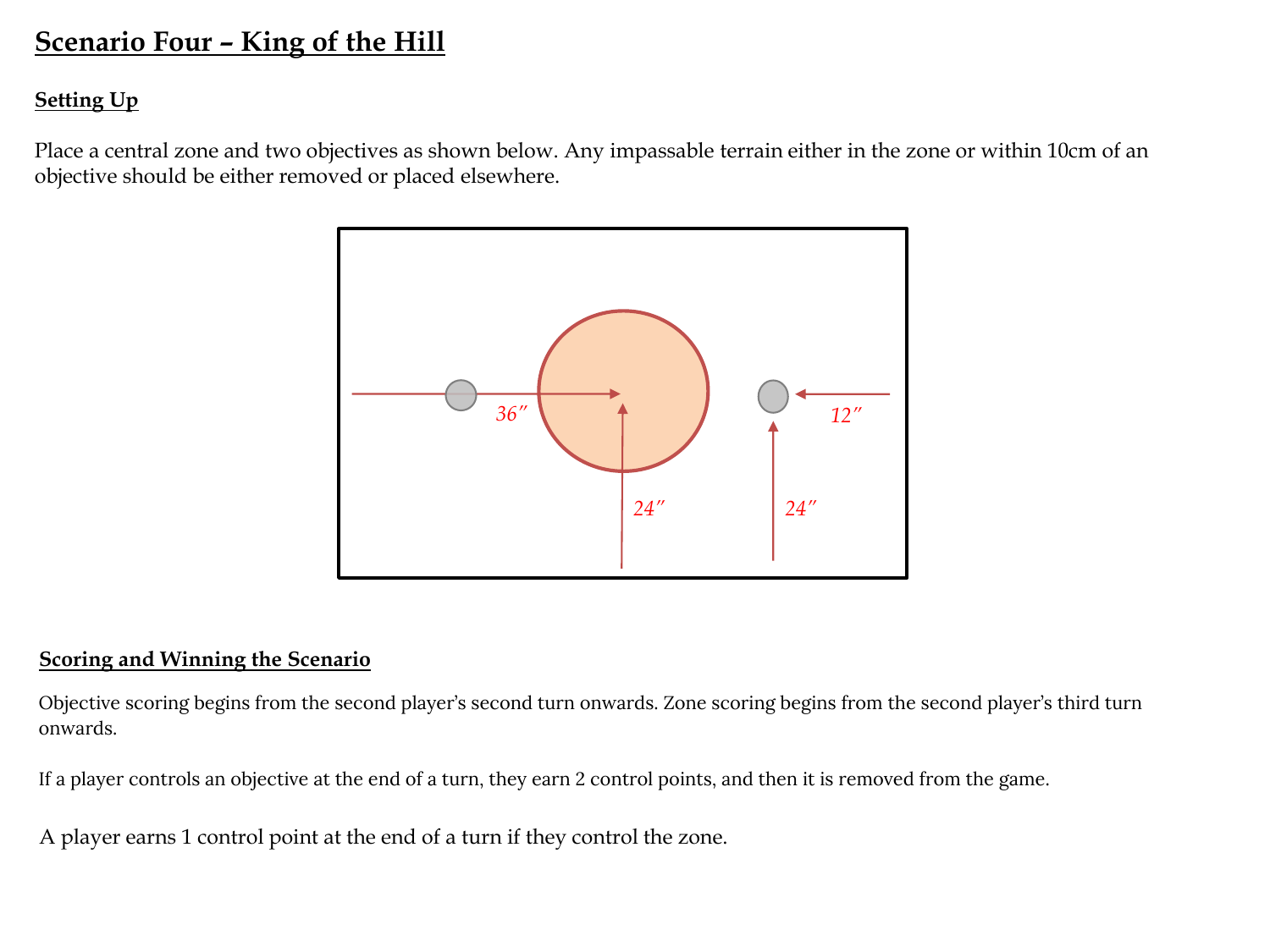# Scenario Four – King of the Hill

## Setting Up

Place a central zone and two objectives as shown below. Any impassable terrain either in the zone or within 10cm of an objective should be either removed or placed elsewhere.

36″

12″

24″

24″

## Scoring and Winning the Scenario

Objective scoring begins from the second player's second turn onwards. Zone scoring begins from the second player's third turn onwards.

If a player controls an objective at the end of a turn, they earn 2 control points, and then it is removed from the game.

A player earns 1 control point at the end of a turn if they control the zone.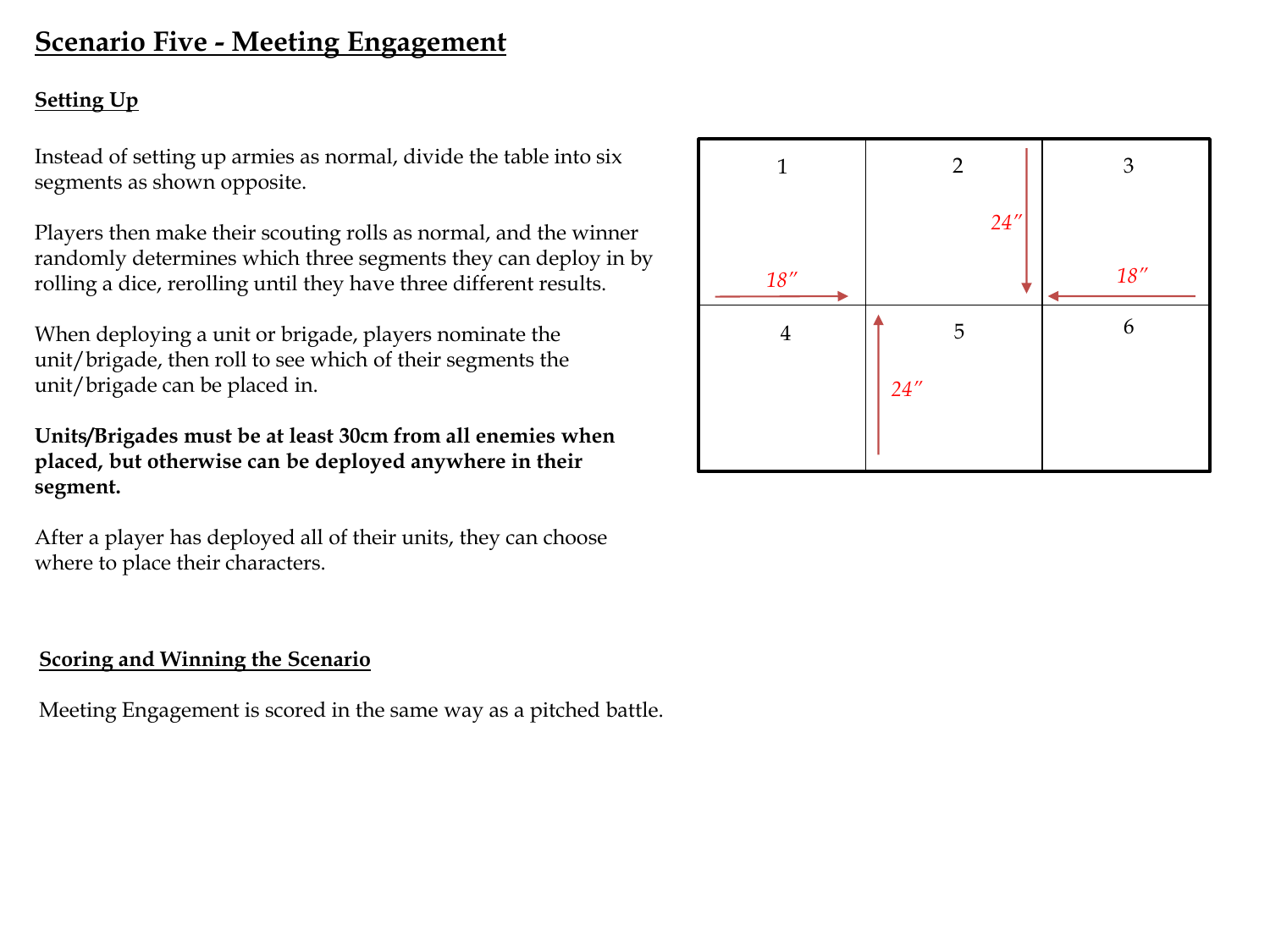# Scenario Five - Meeting Engagement

## Setting Up

Instead of setting up armies as normal, divide the table into six segments as shown opposite.

Players then make their scouting rolls as normal, and the winner randomly determines which three segments they can deploy in by rolling a dice, rerolling until they have three different results.

When deploying a unit or brigade, players nominate the unit/brigade, then roll to see which of their segments the unit/brigade can be placed in.

**Units/Brigades must be at least 30cm from all enemies when placed, but otherwise can be deployed anywhere in their segment.**

After a player has deployed all of their units, they can choose where to place their characters.

| 1 (18″ →) | 2 (24″ ↓) | 3 (← 18″) |
| --- | --- | --- |
| 4 | 5 (24″ ↑) | 6 |

## Scoring and Winning the Scenario

Meeting Engagement is scored in the same way as a pitched battle.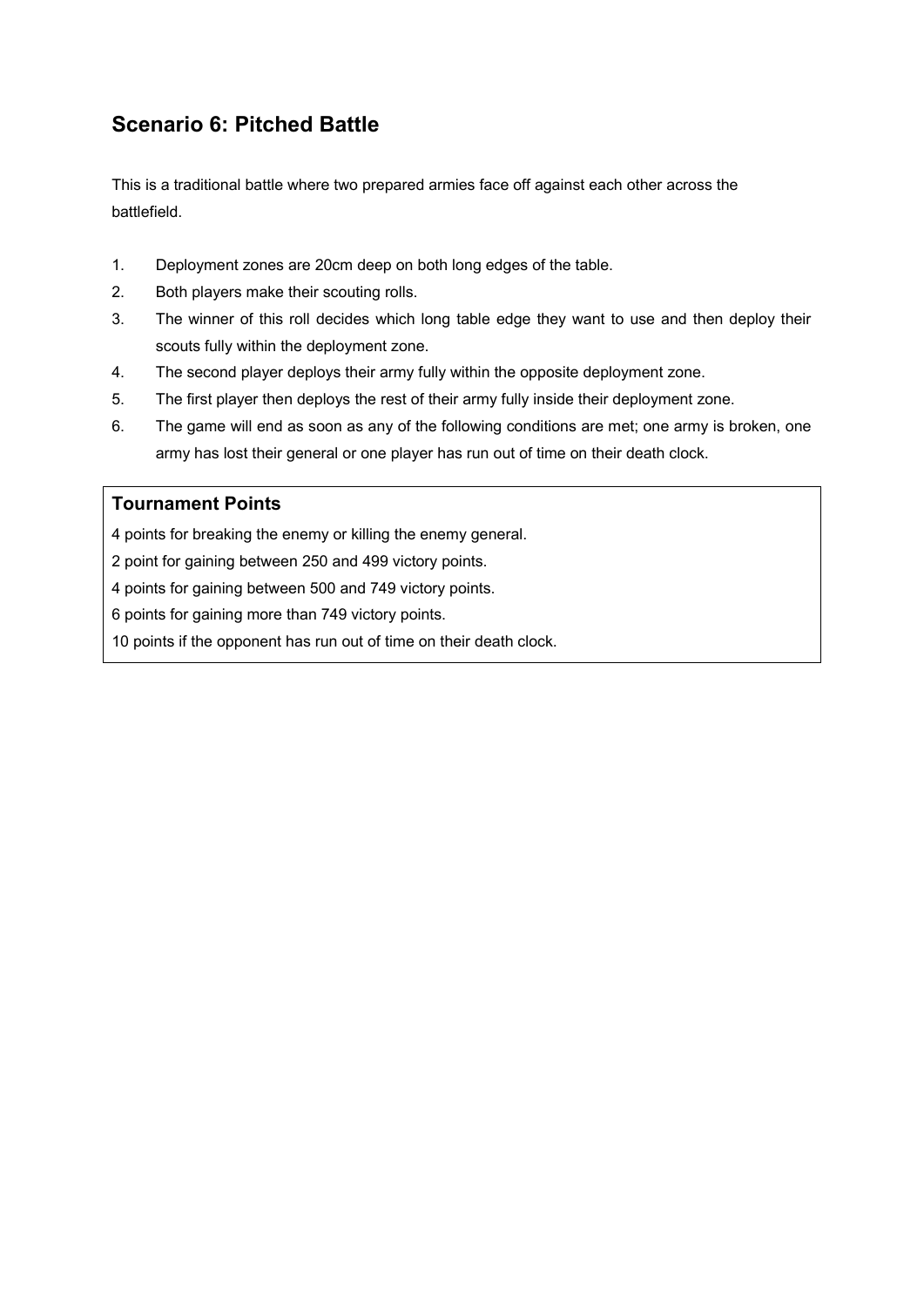## Scenario 6: Pitched Battle

This is a traditional battle where two prepared armies face off against each other across the battlefield.

1. Deployment zones are 20cm deep on both long edges of the table.
2. Both players make their scouting rolls.
3. The winner of this roll decides which long table edge they want to use and then deploy their scouts fully within the deployment zone.
4. The second player deploys their army fully within the opposite deployment zone.
5. The first player then deploys the rest of their army fully inside their deployment zone.
6. The game will end as soon as any of the following conditions are met; one army is broken, one army has lost their general or one player has run out of time on their death clock.

### Tournament Points

4 points for breaking the enemy or killing the enemy general.

2 point for gaining between 250 and 499 victory points.

4 points for gaining between 500 and 749 victory points.

6 points for gaining more than 749 victory points.

10 points if the opponent has run out of time on their death clock.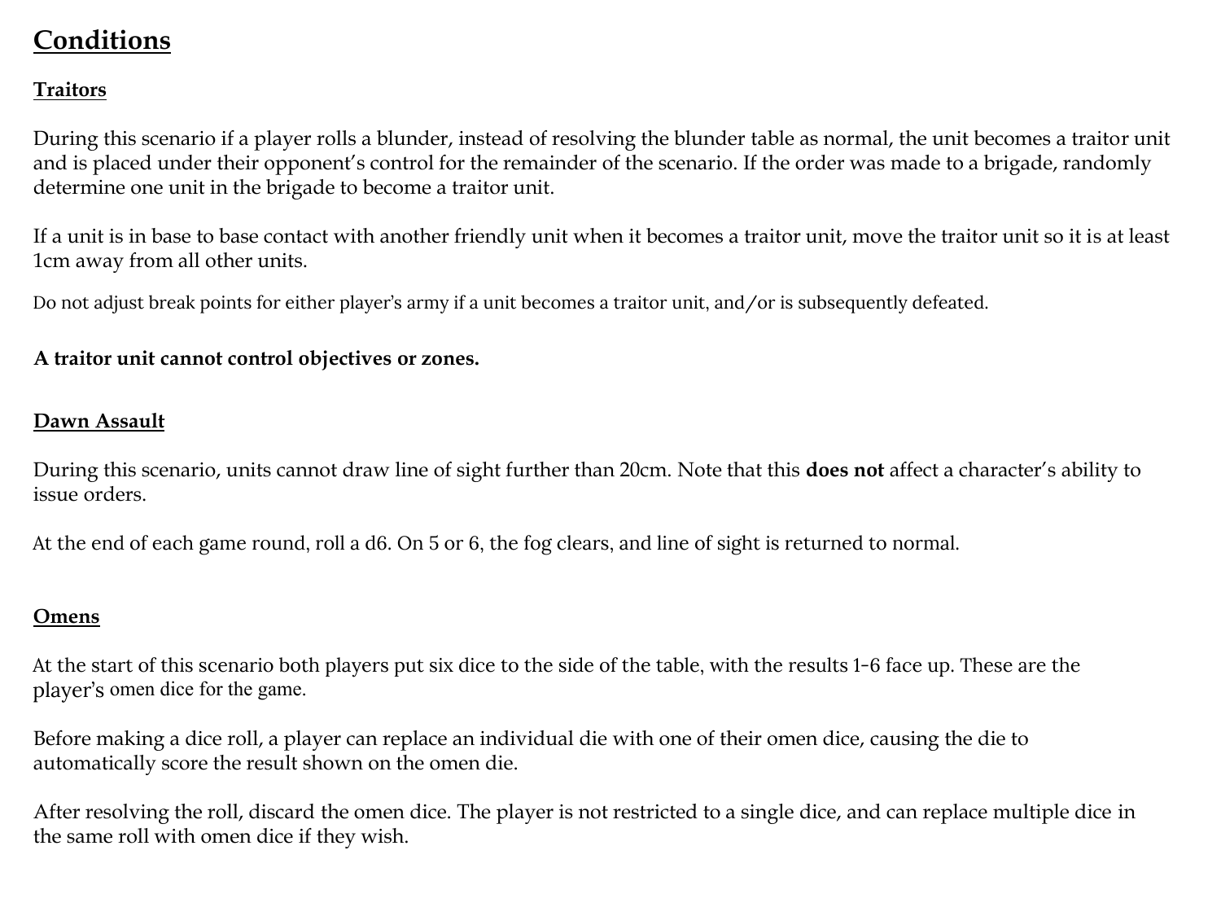# Conditions

## Traitors

During this scenario if a player rolls a blunder, instead of resolving the blunder table as normal, the unit becomes a traitor unit and is placed under their opponent's control for the remainder of the scenario. If the order was made to a brigade, randomly determine one unit in the brigade to become a traitor unit.

If a unit is in base to base contact with another friendly unit when it becomes a traitor unit, move the traitor unit so it is at least 1cm away from all other units.

Do not adjust break points for either player's army if a unit becomes a traitor unit, and/or is subsequently defeated.

**A traitor unit cannot control objectives or zones.**

## Dawn Assault

During this scenario, units cannot draw line of sight further than 20cm. Note that this **does not** affect a character's ability to issue orders.

At the end of each game round, roll a d6. On 5 or 6, the fog clears, and line of sight is returned to normal.

## Omens

At the start of this scenario both players put six dice to the side of the table, with the results 1-6 face up. These are the player's omen dice for the game.

Before making a dice roll, a player can replace an individual die with one of their omen dice, causing the die to automatically score the result shown on the omen die.

After resolving the roll, discard the omen dice. The player is not restricted to a single dice, and can replace multiple dice in the same roll with omen dice if they wish.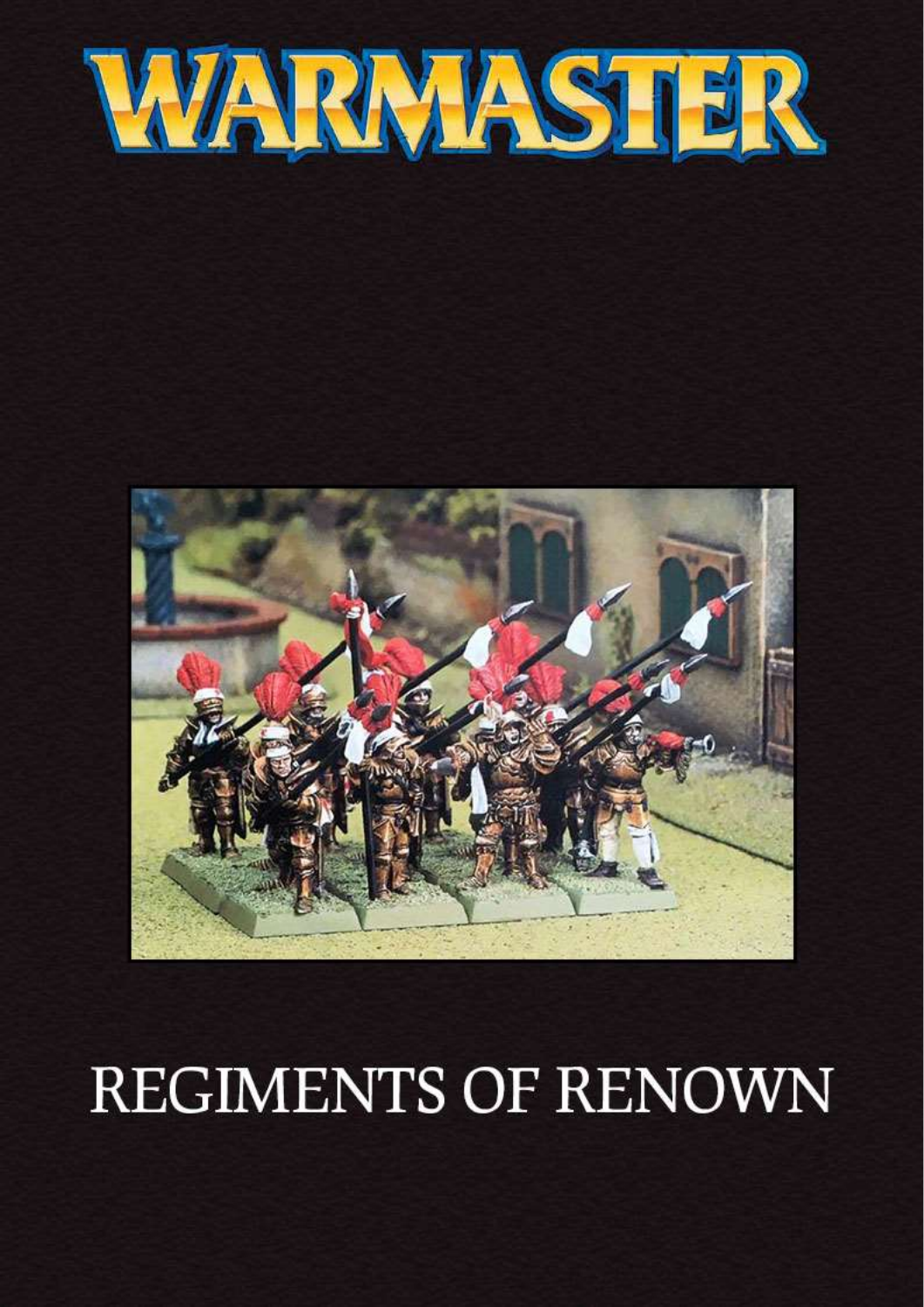# WARMASTER

REGIMENTS OF RENOWN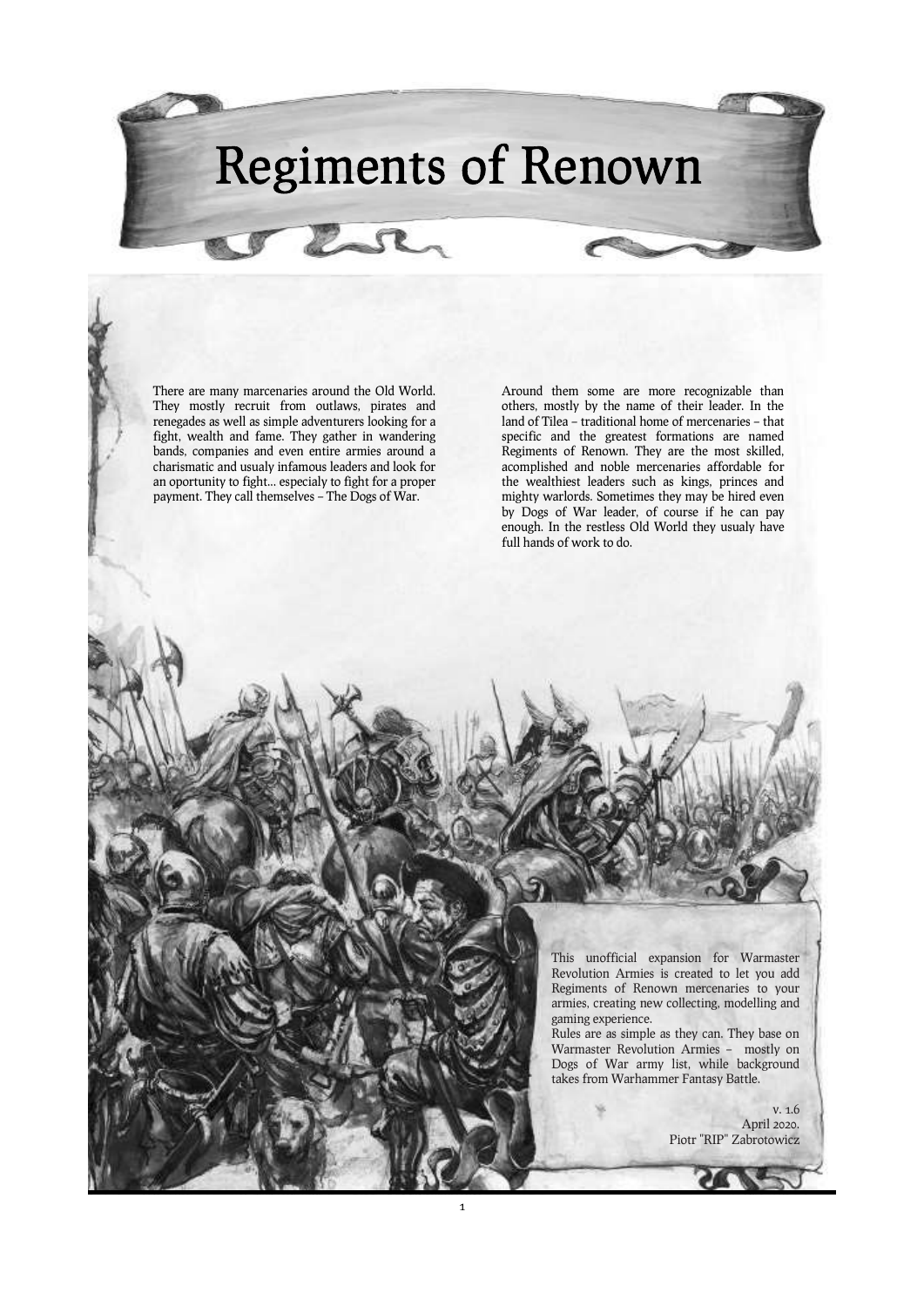# Regiments of Renown

There are many marcenaries around the Old World. They mostly recruit from outlaws, pirates and renegades as well as simple adventurers looking for a fight, wealth and fame. They gather in wandering bands, companies and even entire armies around a charismatic and usualy infamous leaders and look for an oportunity to fight... especialy to fight for a proper payment. They call themselves – The Dogs of War.

Around them some are more recognizable than others, mostly by the name of their leader. In the land of Tilea – traditional home of mercenaries – that specific and the greatest formations are named Regiments of Renown. They are the most skilled, acomplished and noble mercenaries affordable for the wealthiest leaders such as kings, princes and mighty warlords. Sometimes they may be hired even by Dogs of War leader, of course if he can pay enough. In the restless Old World they usualy have full hands of work to do.

This unofficial expansion for Warmaster Revolution Armies is created to let you add Regiments of Renown mercenaries to your armies, creating new collecting, modelling and gaming experience.
Rules are as simple as they can. They base on Warmaster Revolution Armies – mostly on Dogs of War army list, while background takes from Warhammer Fantasy Battle.

v. 1.6
April 2020.
Piotr "RIP" Zabrotowicz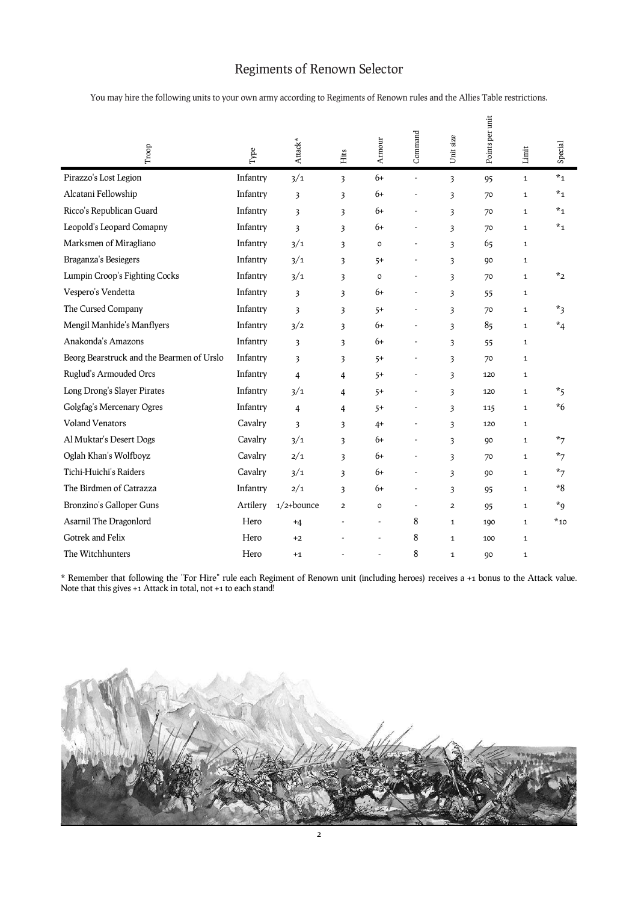# Regiments of Renown Selector

You may hire the following units to your own army according to Regiments of Renown rules and the Allies Table restrictions.

| Troop | Type | Attack* | Hits | Armour | Command | Unit size | Points per unit | Limit | Special |
|---|---|---|---|---|---|---|---|---|---|
| Pirazzo's Lost Legion | Infantry | 3/1 | 3 | 6+ | - | 3 | 95 | 1 | *1 |
| Alcatani Fellowship | Infantry | 3 | 3 | 6+ | - | 3 | 70 | 1 | *1 |
| Ricco's Republican Guard | Infantry | 3 | 3 | 6+ | - | 3 | 70 | 1 | *1 |
| Leopold's Leopard Comapny | Infantry | 3 | 3 | 6+ | - | 3 | 70 | 1 | *1 |
| Marksmen of Miragliano | Infantry | 3/1 | 3 | 0 | - | 3 | 65 | 1 | |
| Braganza's Besiegers | Infantry | 3/1 | 3 | 5+ | - | 3 | 90 | 1 | |
| Lumpin Croop's Fighting Cocks | Infantry | 3/1 | 3 | 0 | - | 3 | 70 | 1 | *2 |
| Vespero's Vendetta | Infantry | 3 | 3 | 6+ | - | 3 | 55 | 1 | |
| The Cursed Company | Infantry | 3 | 3 | 5+ | - | 3 | 70 | 1 | *3 |
| Mengil Manhide's Manflyers | Infantry | 3/2 | 3 | 6+ | - | 3 | 85 | 1 | *4 |
| Anakonda's Amazons | Infantry | 3 | 3 | 6+ | - | 3 | 55 | 1 | |
| Beorg Bearstruck and the Bearmen of Urslo | Infantry | 3 | 3 | 5+ | - | 3 | 70 | 1 | |
| Ruglud's Armouded Orcs | Infantry | 4 | 4 | 5+ | - | 3 | 120 | 1 | |
| Long Drong's Slayer Pirates | Infantry | 3/1 | 4 | 5+ | - | 3 | 120 | 1 | *5 |
| Golgfag's Mercenary Ogres | Infantry | 4 | 4 | 5+ | - | 3 | 115 | 1 | *6 |
| Voland Venators | Cavalry | 3 | 3 | 4+ | - | 3 | 120 | 1 | |
| Al Muktar's Desert Dogs | Cavalry | 3/1 | 3 | 6+ | - | 3 | 90 | 1 | *7 |
| Oglah Khan's Wolfboyz | Cavalry | 2/1 | 3 | 6+ | - | 3 | 70 | 1 | *7 |
| Tichi-Huichi's Raiders | Cavalry | 3/1 | 3 | 6+ | - | 3 | 90 | 1 | *7 |
| The Birdmen of Catrazza | Infantry | 2/1 | 3 | 6+ | - | 3 | 95 | 1 | *8 |
| Bronzino's Galloper Guns | Artilery | 1/2+bounce | 2 | 0 | - | 2 | 95 | 1 | *9 |
| Asarnil The Dragonlord | Hero | +4 | - | - | 8 | 1 | 190 | 1 | *10 |
| Gotrek and Felix | Hero | +2 | - | - | 8 | 1 | 100 | 1 | |
| The Witchhunters | Hero | +1 | - | - | 8 | 1 | 90 | 1 | |

* Remember that following the "For Hire" rule each Regiment of Renown unit (including heroes) receives a +1 bonus to the Attack value. Note that this gives +1 Attack in total, not +1 to each stand!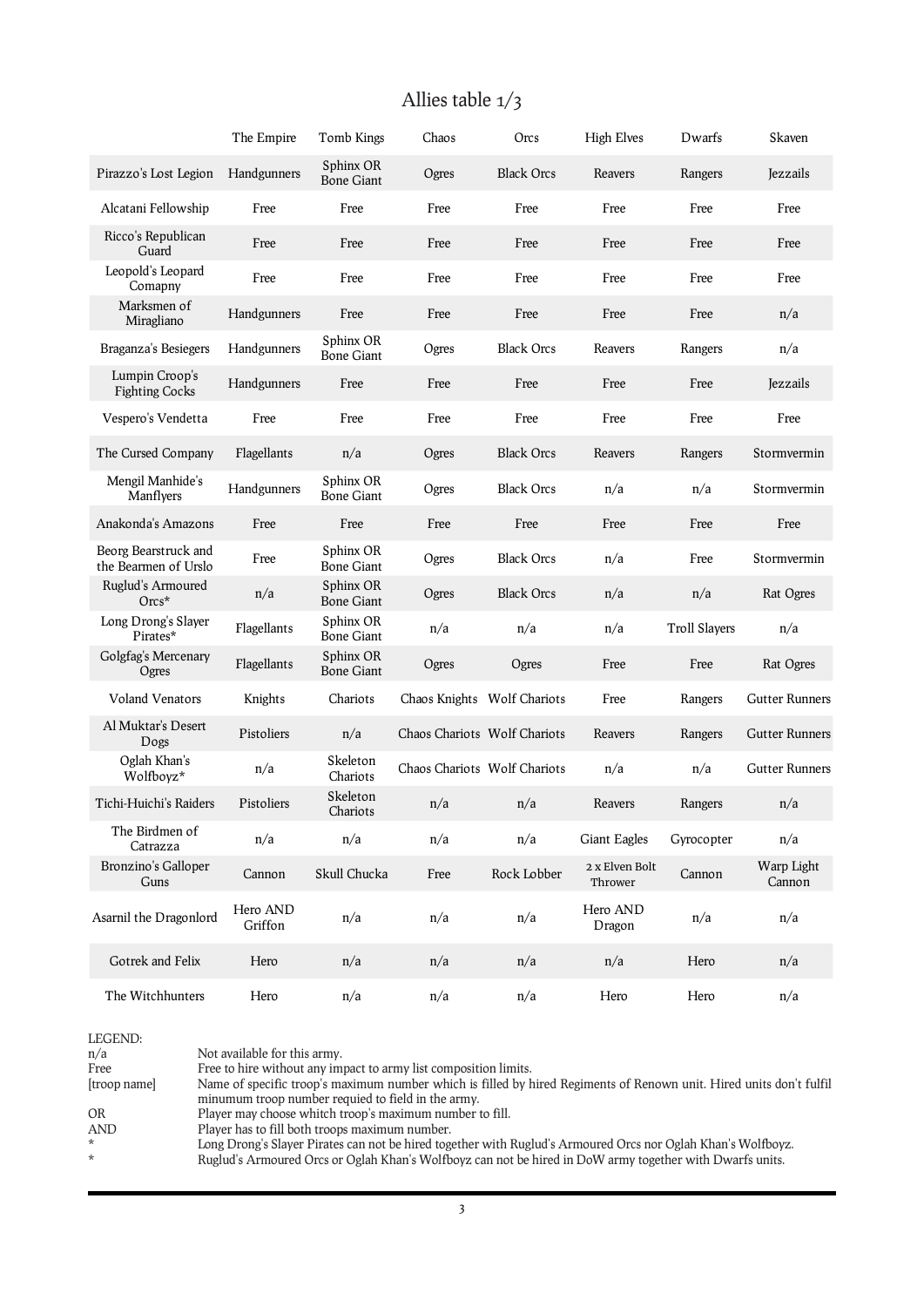# Allies table 1/3

| | The Empire | Tomb Kings | Chaos | Orcs | High Elves | Dwarfs | Skaven |
|---|---|---|---|---|---|---|---|
| Pirazzo's Lost Legion | Handgunners | Sphinx OR Bone Giant | Ogres | Black Orcs | Reavers | Rangers | Jezzails |
| Alcatani Fellowship | Free | Free | Free | Free | Free | Free | Free |
| Ricco's Republican Guard | Free | Free | Free | Free | Free | Free | Free |
| Leopold's Leopard Comapny | Free | Free | Free | Free | Free | Free | Free |
| Marksmen of Miragliano | Handgunners | Free | Free | Free | Free | Free | n/a |
| Braganza's Besiegers | Handgunners | Sphinx OR Bone Giant | Ogres | Black Orcs | Reavers | Rangers | n/a |
| Lumpin Croop's Fighting Cocks | Handgunners | Free | Free | Free | Free | Free | Jezzails |
| Vespero's Vendetta | Free | Free | Free | Free | Free | Free | Free |
| The Cursed Company | Flagellants | n/a | Ogres | Black Orcs | Reavers | Rangers | Stormvermin |
| Mengil Manhide's Manflyers | Handgunners | Sphinx OR Bone Giant | Ogres | Black Orcs | n/a | n/a | Stormvermin |
| Anakonda's Amazons | Free | Free | Free | Free | Free | Free | Free |
| Beorg Bearstruck and the Bearmen of Urslo | Free | Sphinx OR Bone Giant | Ogres | Black Orcs | n/a | Free | Stormvermin |
| Ruglud's Armoured Orcs* | n/a | Sphinx OR Bone Giant | Ogres | Black Orcs | n/a | n/a | Rat Ogres |
| Long Drong's Slayer Pirates* | Flagellants | Sphinx OR Bone Giant | n/a | n/a | n/a | Troll Slayers | n/a |
| Golgfag's Mercenary Ogres | Flagellants | Sphinx OR Bone Giant | Ogres | Ogres | Free | Free | Rat Ogres |
| Voland Venators | Knights | Chariots | Chaos Knights | Wolf Chariots | Free | Rangers | Gutter Runners |
| Al Muktar's Desert Dogs | Pistoliers | n/a | Chaos Chariots | Wolf Chariots | Reavers | Rangers | Gutter Runners |
| Oglah Khan's Wolfboyz* | n/a | Skeleton Chariots | Chaos Chariots | Wolf Chariots | n/a | n/a | Gutter Runners |
| Tichi-Huichi's Raiders | Pistoliers | Skeleton Chariots | n/a | n/a | Reavers | Rangers | n/a |
| The Birdmen of Catrazza | n/a | n/a | n/a | n/a | Giant Eagles | Gyrocopter | n/a |
| Bronzino's Galloper Guns | Cannon | Skull Chucka | Free | Rock Lobber | 2 x Elven Bolt Thrower | Cannon | Warp Light Cannon |
| Asarnil the Dragonlord | Hero AND Griffon | n/a | n/a | n/a | Hero AND Dragon | n/a | n/a |
| Gotrek and Felix | Hero | n/a | n/a | n/a | n/a | Hero | n/a |
| The Witchhunters | Hero | n/a | n/a | n/a | Hero | Hero | n/a |

LEGEND:

| | |
|---|---|
| n/a | Not available for this army. |
| Free | Free to hire without any impact to army list composition limits. |
| [troop name] | Name of specific troop's maximum number which is filled by hired Regiments of Renown unit. Hired units don't fulfil minumum troop number requied to field in the army. |
| OR | Player may choose whitch troop's maximum number to fill. |
| AND | Player has to fill both troops maximum number. |
| * | Long Drong's Slayer Pirates can not be hired together with Ruglud's Armoured Orcs nor Oglah Khan's Wolfboyz. |
| * | Ruglud's Armoured Orcs or Oglah Khan's Wolfboyz can not be hired in DoW army together with Dwarfs units. |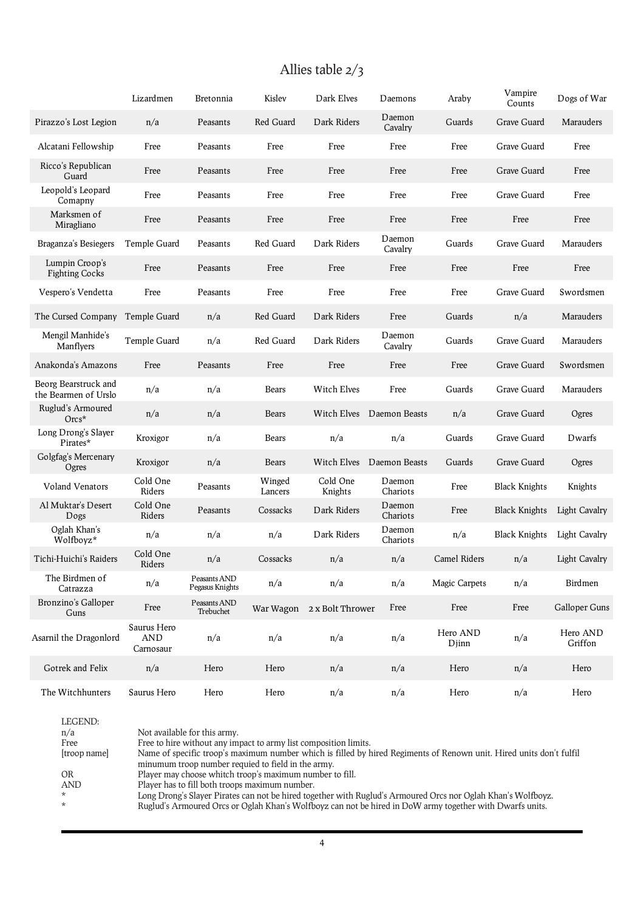# Allies table 2/3

| | Lizardmen | Bretonnia | Kislev | Dark Elves | Daemons | Araby | Vampire Counts | Dogs of War |
|---|---|---|---|---|---|---|---|---|
| Pirazzo's Lost Legion | n/a | Peasants | Red Guard | Dark Riders | Daemon Cavalry | Guards | Grave Guard | Marauders |
| Alcatani Fellowship | Free | Peasants | Free | Free | Free | Free | Grave Guard | Free |
| Ricco's Republican Guard | Free | Peasants | Free | Free | Free | Free | Grave Guard | Free |
| Leopold's Leopard Comapny | Free | Peasants | Free | Free | Free | Free | Grave Guard | Free |
| Marksmen of Miragliano | Free | Peasants | Free | Free | Free | Free | Free | Free |
| Braganza's Besiegers | Temple Guard | Peasants | Red Guard | Dark Riders | Daemon Cavalry | Guards | Grave Guard | Marauders |
| Lumpin Croop's Fighting Cocks | Free | Peasants | Free | Free | Free | Free | Free | Free |
| Vespero's Vendetta | Free | Peasants | Free | Free | Free | Free | Grave Guard | Swordsmen |
| The Cursed Company | Temple Guard | n/a | Red Guard | Dark Riders | Free | Guards | n/a | Marauders |
| Mengil Manhide's Manflyers | Temple Guard | n/a | Red Guard | Dark Riders | Daemon Cavalry | Guards | Grave Guard | Marauders |
| Anakonda's Amazons | Free | Peasants | Free | Free | Free | Free | Grave Guard | Swordsmen |
| Beorg Bearstruck and the Bearmen of Urslo | n/a | n/a | Bears | Witch Elves | Free | Guards | Grave Guard | Marauders |
| Ruglud's Armoured Orcs* | n/a | n/a | Bears | Witch Elves | Daemon Beasts | n/a | Grave Guard | Ogres |
| Long Drong's Slayer Pirates* | Kroxigor | n/a | Bears | n/a | n/a | Guards | Grave Guard | Dwarfs |
| Golgfag's Mercenary Ogres | Kroxigor | n/a | Bears | Witch Elves | Daemon Beasts | Guards | Grave Guard | Ogres |
| Voland Venators | Cold One Riders | Peasants | Winged Lancers | Cold One Knights | Daemon Chariots | Free | Black Knights | Knights |
| Al Muktar's Desert Dogs | Cold One Riders | Peasants | Cossacks | Dark Riders | Daemon Chariots | Free | Black Knights | Light Cavalry |
| Oglah Khan's Wolfboyz* | n/a | n/a | n/a | Dark Riders | Daemon Chariots | n/a | Black Knights | Light Cavalry |
| Tichi-Huichi's Raiders | Cold One Riders | n/a | Cossacks | n/a | n/a | Camel Riders | n/a | Light Cavalry |
| The Birdmen of Catrazza | n/a | Peasants AND Pegasus Knights | n/a | n/a | n/a | Magic Carpets | n/a | Birdmen |
| Bronzino's Galloper Guns | Free | Peasants AND Trebuchet | War Wagon | 2 x Bolt Thrower | Free | Free | Free | Galloper Guns |
| Asarnil the Dragonlord | Saurus Hero AND Carnosaur | n/a | n/a | n/a | n/a | Hero AND Djinn | n/a | Hero AND Griffon |
| Gotrek and Felix | n/a | Hero | Hero | n/a | n/a | Hero | n/a | Hero |
| The Witchhunters | Saurus Hero | Hero | Hero | n/a | n/a | Hero | n/a | Hero |

LEGEND:

| | |
|---|---|
| n/a | Not available for this army. |
| Free | Free to hire without any impact to army list composition limits. |
| [troop name] | Name of specific troop's maximum number which is filled by hired Regiments of Renown unit. Hired units don't fulfil minumum troop number requied to field in the army. |
| OR | Player may choose whitch troop's maximum number to fill. |
| AND | Player has to fill both troops maximum number. |
| * | Long Drong's Slayer Pirates can not be hired together with Ruglud's Armoured Orcs nor Oglah Khan's Wolfboyz. |
| * | Ruglud's Armoured Orcs or Oglah Khan's Wolfboyz can not be hired in DoW army together with Dwarfs units. |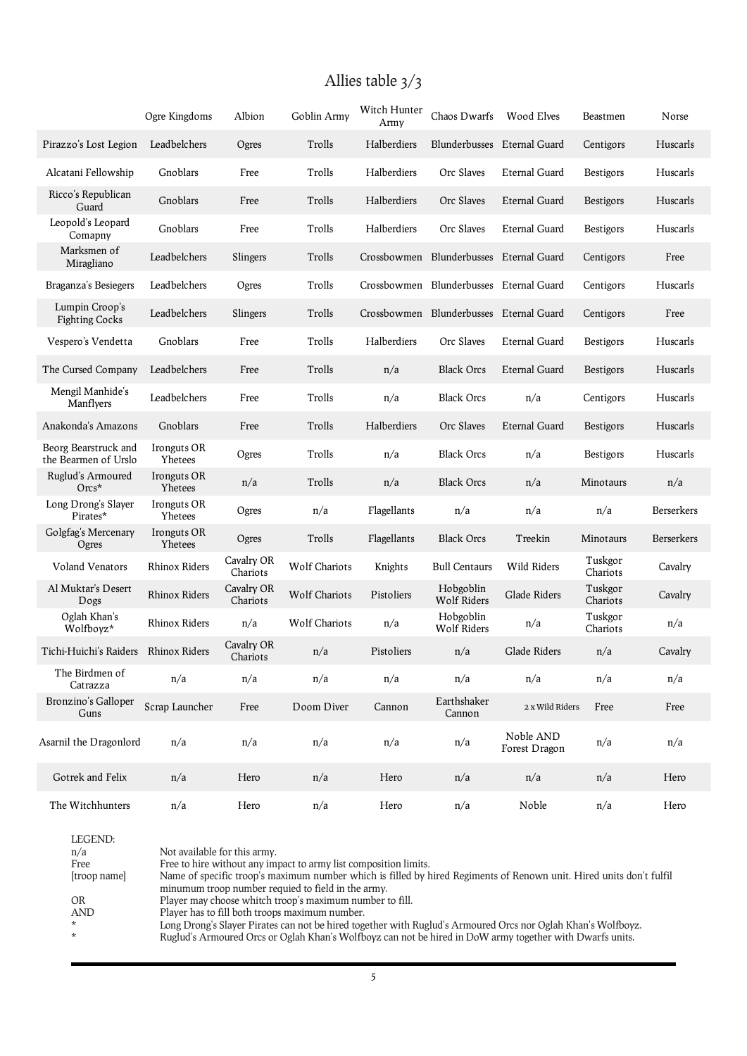# Allies table 3/3

| | Ogre Kingdoms | Albion | Goblin Army | Witch Hunter Army | Chaos Dwarfs | Wood Elves | Beastmen | Norse |
|---|---|---|---|---|---|---|---|---|
| Pirazzo's Lost Legion | Leadbelchers | Ogres | Trolls | Halberdiers | Blunderbusses | Eternal Guard | Centigors | Huscarls |
| Alcatani Fellowship | Gnoblars | Free | Trolls | Halberdiers | Orc Slaves | Eternal Guard | Bestigors | Huscarls |
| Ricco's Republican Guard | Gnoblars | Free | Trolls | Halberdiers | Orc Slaves | Eternal Guard | Bestigors | Huscarls |
| Leopold's Leopard Comapny | Gnoblars | Free | Trolls | Halberdiers | Orc Slaves | Eternal Guard | Bestigors | Huscarls |
| Marksmen of Miragliano | Leadbelchers | Slingers | Trolls | Crossbowmen | Blunderbusses | Eternal Guard | Centigors | Free |
| Braganza's Besiegers | Leadbelchers | Ogres | Trolls | Crossbowmen | Blunderbusses | Eternal Guard | Centigors | Huscarls |
| Lumpin Croop's Fighting Cocks | Leadbelchers | Slingers | Trolls | Crossbowmen | Blunderbusses | Eternal Guard | Centigors | Free |
| Vespero's Vendetta | Gnoblars | Free | Trolls | Halberdiers | Orc Slaves | Eternal Guard | Bestigors | Huscarls |
| The Cursed Company | Leadbelchers | Free | Trolls | n/a | Black Orcs | Eternal Guard | Bestigors | Huscarls |
| Mengil Manhide's Manflyers | Leadbelchers | Free | Trolls | n/a | Black Orcs | n/a | Centigors | Huscarls |
| Anakonda's Amazons | Gnoblars | Free | Trolls | Halberdiers | Orc Slaves | Eternal Guard | Bestigors | Huscarls |
| Beorg Bearstruck and the Bearmen of Urslo | Ironguts OR Yhetees | Ogres | Trolls | n/a | Black Orcs | n/a | Bestigors | Huscarls |
| Ruglud's Armoured Orcs* | Ironguts OR Yhetees | n/a | Trolls | n/a | Black Orcs | n/a | Minotaurs | n/a |
| Long Drong's Slayer Pirates* | Ironguts OR Yhetees | Ogres | n/a | Flagellants | n/a | n/a | n/a | Berserkers |
| Golgfag's Mercenary Ogres | Ironguts OR Yhetees | Ogres | Trolls | Flagellants | Black Orcs | Treekin | Minotaurs | Berserkers |
| Voland Venators | Rhinox Riders | Cavalry OR Chariots | Wolf Chariots | Knights | Bull Centaurs | Wild Riders | Tuskgor Chariots | Cavalry |
| Al Muktar's Desert Dogs | Rhinox Riders | Cavalry OR Chariots | Wolf Chariots | Pistoliers | Hobgoblin Wolf Riders | Glade Riders | Tuskgor Chariots | Cavalry |
| Oglah Khan's Wolfboyz* | Rhinox Riders | n/a | Wolf Chariots | n/a | Hobgoblin Wolf Riders | n/a | Tuskgor Chariots | n/a |
| Tichi-Huichi's Raiders | Rhinox Riders | Cavalry OR Chariots | n/a | Pistoliers | n/a | Glade Riders | n/a | Cavalry |
| The Birdmen of Catrazza | n/a | n/a | n/a | n/a | n/a | n/a | n/a | n/a |
| Bronzino's Galloper Guns | Scrap Launcher | Free | Doom Diver | Cannon | Earthshaker Cannon | 2 x Wild Riders | Free | Free |
| Asarnil the Dragonlord | n/a | n/a | n/a | n/a | n/a | Noble AND Forest Dragon | n/a | n/a |
| Gotrek and Felix | n/a | Hero | n/a | Hero | n/a | n/a | n/a | Hero |
| The Witchhunters | n/a | Hero | n/a | Hero | n/a | Noble | n/a | Hero |

LEGEND:

| | |
|---|---|
| n/a | Not available for this army. |
| Free | Free to hire without any impact to army list composition limits. |
| [troop name] | Name of specific troop's maximum number which is filled by hired Regiments of Renown unit. Hired units don't fulfil minumum troop number requied to field in the army. |
| OR | Player may choose whitch troop's maximum number to fill. |
| AND | Player has to fill both troops maximum number. |
| * | Long Drong's Slayer Pirates can not be hired together with Ruglud's Armoured Orcs nor Oglah Khan's Wolfboyz. |
| * | Ruglud's Armoured Orcs or Oglah Khan's Wolfboyz can not be hired in DoW army together with Dwarfs units. |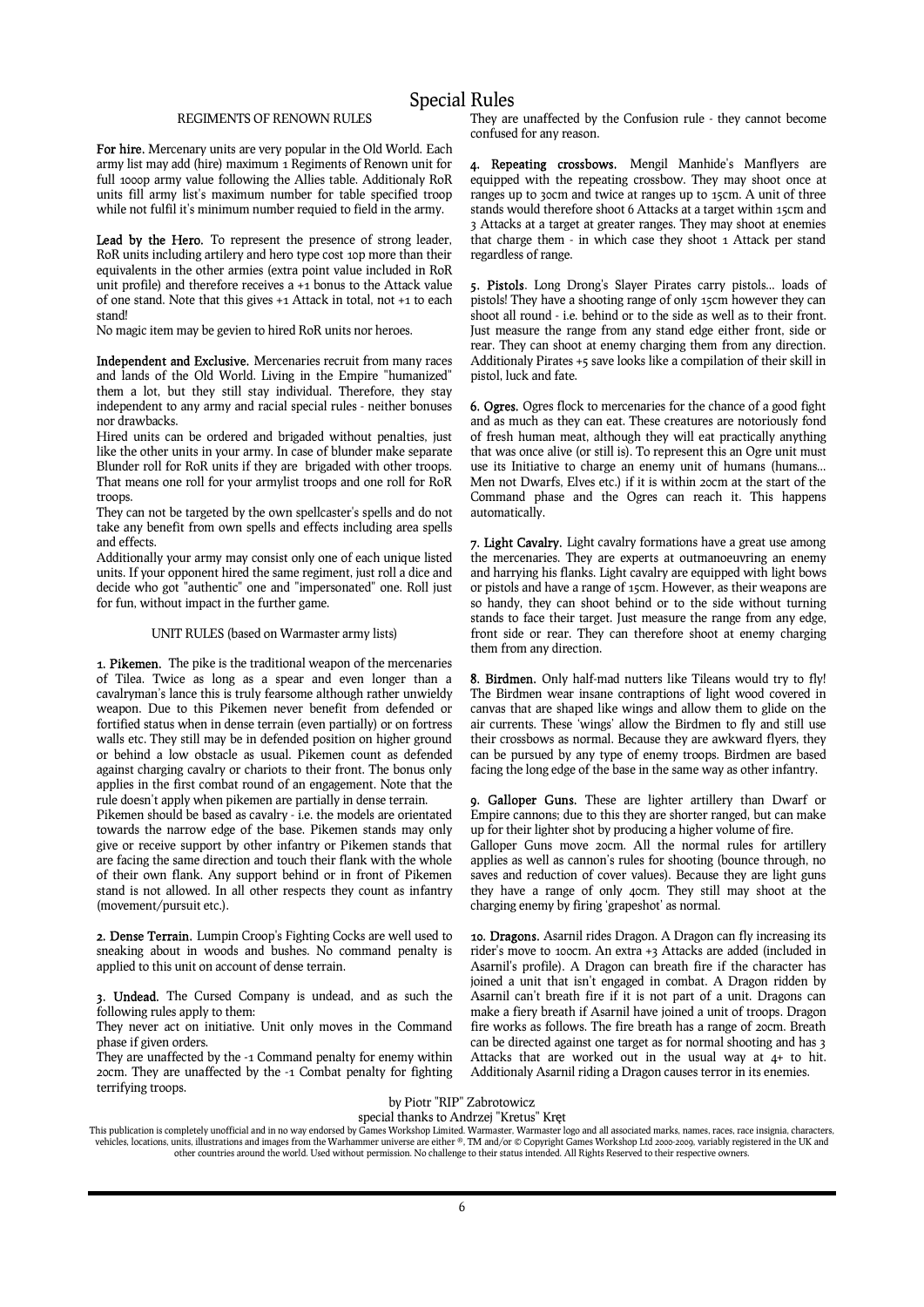# Special Rules

## REGIMENTS OF RENOWN RULES

**For hire.** Mercenary units are very popular in the Old World. Each army list may add (hire) maximum 1 Regiments of Renown unit for full 1000p army value following the Allies table. Additionaly RoR units fill army list's maximum number for table specified troop while not fulfil it's minimum number requied to field in the army.

**Lead by the Hero.** To represent the presence of strong leader, RoR units including artilery and hero type cost 10p more than their equivalents in the other armies (extra point value included in RoR unit profile) and therefore receives a +1 bonus to the Attack value of one stand. Note that this gives +1 Attack in total, not +1 to each stand!

No magic item may be gevien to hired RoR units nor heroes.

**Independent and Exclusive.** Mercenaries recruit from many races and lands of the Old World. Living in the Empire "humanized" them a lot, but they still stay individual. Therefore, they stay independent to any army and racial special rules - neither bonuses nor drawbacks.

Hired units can be ordered and brigaded without penalties, just like the other units in your army. In case of blunder make separate Blunder roll for RoR units if they are brigaded with other troops. That means one roll for your armylist troops and one roll for RoR troops.

They can not be targeted by the own spellcaster's spells and do not take any benefit from own spells and effects including area spells and effects.

Additionally your army may consist only one of each unique listed units. If your opponent hired the same regiment, just roll a dice and decide who got "authentic" one and "impersonated" one. Roll just for fun, without impact in the further game.

## UNIT RULES (based on Warmaster army lists)

**1. Pikemen.** The pike is the traditional weapon of the mercenaries of Tilea. Twice as long as a spear and even longer than a cavalryman's lance this is truly fearsome although rather unwieldy weapon. Due to this Pikemen never benefit from defended or fortified status when in dense terrain (even partially) or on fortress walls etc. They still may be in defended position on higher ground or behind a low obstacle as usual. Pikemen count as defended against charging cavalry or chariots to their front. The bonus only applies in the first combat round of an engagement. Note that the rule doesn't apply when pikemen are partially in dense terrain.

Pikemen should be based as cavalry - i.e. the models are orientated towards the narrow edge of the base. Pikemen stands may only give or receive support by other infantry or Pikemen stands that are facing the same direction and touch their flank with the whole of their own flank. Any support behind or in front of Pikemen stand is not allowed. In all other respects they count as infantry (movement/pursuit etc.).

**2. Dense Terrain.** Lumpin Croop's Fighting Cocks are well used to sneaking about in woods and bushes. No command penalty is applied to this unit on account of dense terrain.

**3. Undead.** The Cursed Company is undead, and as such the following rules apply to them:

They never act on initiative. Unit only moves in the Command phase if given orders.

They are unaffected by the -1 Command penalty for enemy within 20cm. They are unaffected by the -1 Combat penalty for fighting terrifying troops.

They are unaffected by the Confusion rule - they cannot become confused for any reason.

**4. Repeating crossbows.** Mengil Manhide's Manflyers are equipped with the repeating crossbow. They may shoot once at ranges up to 30cm and twice at ranges up to 15cm. A unit of three stands would therefore shoot 6 Attacks at a target within 15cm and 3 Attacks at a target at greater ranges. They may shoot at enemies that charge them - in which case they shoot 1 Attack per stand regardless of range.

**5. Pistols**. Long Drong's Slayer Pirates carry pistols... loads of pistols! They have a shooting range of only 15cm however they can shoot all round - i.e. behind or to the side as well as to their front. Just measure the range from any stand edge either front, side or rear. They can shoot at enemy charging them from any direction. Additionaly Pirates +5 save looks like a compilation of their skill in pistol, luck and fate.

**6. Ogres.** Ogres flock to mercenaries for the chance of a good fight and as much as they can eat. These creatures are notoriously fond of fresh human meat, although they will eat practically anything that was once alive (or still is). To represent this an Ogre unit must use its Initiative to charge an enemy unit of humans (humans... Men not Dwarfs, Elves etc.) if it is within 20cm at the start of the Command phase and the Ogres can reach it. This happens automatically.

**7. Light Cavalry.** Light cavalry formations have a great use among the mercenaries. They are experts at outmanoeuvring an enemy and harrying his flanks. Light cavalry are equipped with light bows or pistols and have a range of 15cm. However, as their weapons are so handy, they can shoot behind or to the side without turning stands to face their target. Just measure the range from any edge, front side or rear. They can therefore shoot at enemy charging them from any direction.

**8. Birdmen.** Only half-mad nutters like Tileans would try to fly! The Birdmen wear insane contraptions of light wood covered in canvas that are shaped like wings and allow them to glide on the air currents. These 'wings' allow the Birdmen to fly and still use their crossbows as normal. Because they are awkward flyers, they can be pursued by any type of enemy troops. Birdmen are based facing the long edge of the base in the same way as other infantry.

**9. Galloper Guns.** These are lighter artillery than Dwarf or Empire cannons; due to this they are shorter ranged, but can make up for their lighter shot by producing a higher volume of fire.

Galloper Guns move 20cm. All the normal rules for artillery applies as well as cannon's rules for shooting (bounce through, no saves and reduction of cover values). Because they are light guns they have a range of only 40cm. They still may shoot at the charging enemy by firing 'grapeshot' as normal.

**10. Dragons.** Asarnil rides Dragon. A Dragon can fly increasing its rider's move to 100cm. An extra +3 Attacks are added (included in Asarnil's profile). A Dragon can breath fire if the character has joined a unit that isn't engaged in combat. A Dragon ridden by Asarnil can't breath fire if it is not part of a unit. Dragons can make a fiery breath if Asarnil have joined a unit of troops. Dragon fire works as follows. The fire breath has a range of 20cm. Breath can be directed against one target as for normal shooting and has 3 Attacks that are worked out in the usual way at 4+ to hit. Additionaly Asarnil riding a Dragon causes terror in its enemies.

by Piotr "RIP" Zabrotowicz

special thanks to Andrzej "Kretus" Kręt

This publication is completely unofficial and in no way endorsed by Games Workshop Limited. Warmaster, Warmaster logo and all associated marks, names, races, race insignia, characters, vehicles, locations, units, illustrations and images from the Warhammer universe are either ®, TM and/or © Copyright Games Workshop Ltd 2000-2009, variably registered in the UK and other countries around the world. Used without permission. No challenge to their status intended. All Rights Reserved to their respective owners.